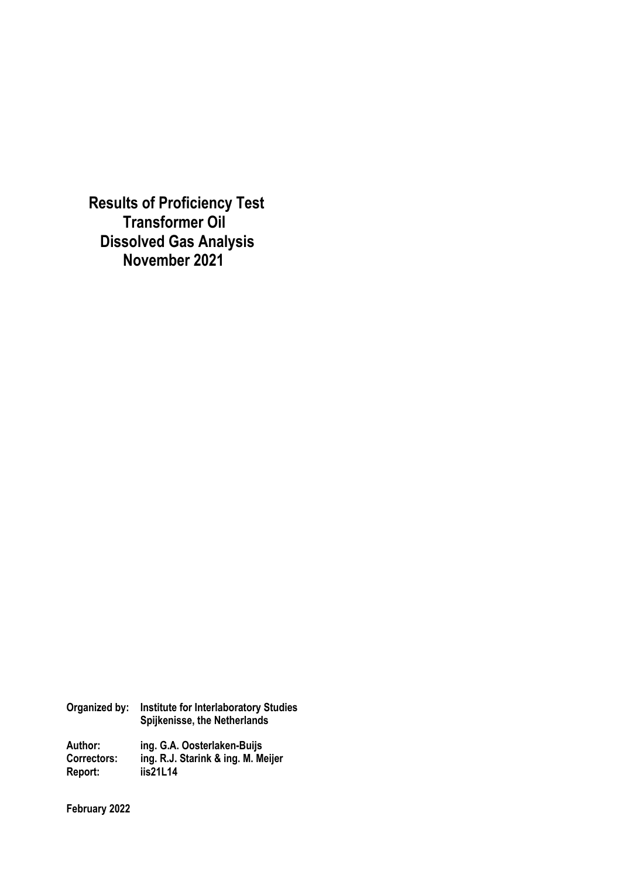# Results of Proficiency Test
# Transformer Oil
# Dissolved Gas Analysis
# November 2021

**Organized by:** Institute for Interlaboratory Studies
Spijkenisse, the Netherlands

**Author:** ing. G.A. Oosterlaken-Buijs
**Correctors:** ing. R.J. Starink & ing. M. Meijer
**Report:** iis21L14

**February 2022**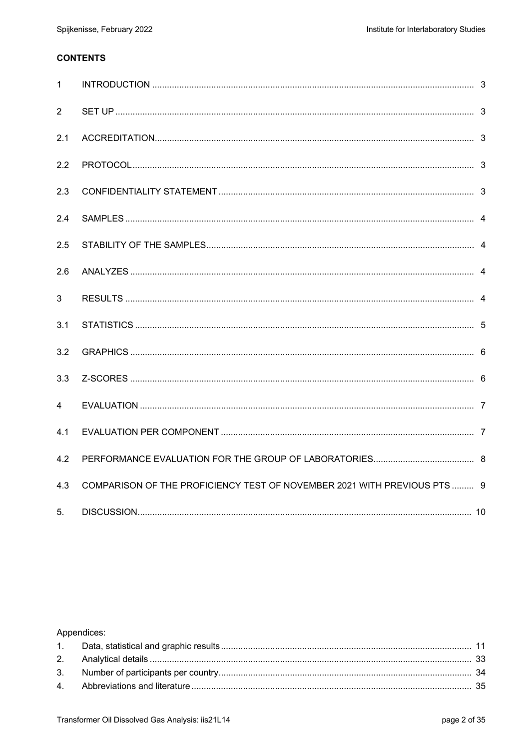**CONTENTS**

| | | |
|---|---|---|
| 1 | INTRODUCTION | 3 |
| 2 | SET UP | 3 |
| 2.1 | ACCREDITATION | 3 |
| 2.2 | PROTOCOL | 3 |
| 2.3 | CONFIDENTIALITY STATEMENT | 3 |
| 2.4 | SAMPLES | 4 |
| 2.5 | STABILITY OF THE SAMPLES | 4 |
| 2.6 | ANALYZES | 4 |
| 3 | RESULTS | 4 |
| 3.1 | STATISTICS | 5 |
| 3.2 | GRAPHICS | 6 |
| 3.3 | Z-SCORES | 6 |
| 4 | EVALUATION | 7 |
| 4.1 | EVALUATION PER COMPONENT | 7 |
| 4.2 | PERFORMANCE EVALUATION FOR THE GROUP OF LABORATORIES | 8 |
| 4.3 | COMPARISON OF THE PROFICIENCY TEST OF NOVEMBER 2021 WITH PREVIOUS PTS | 9 |
| 5. | DISCUSSION | 10 |

Appendices:

| | | |
|---|---|---|
| 1. | Data, statistical and graphic results | 11 |
| 2. | Analytical details | 33 |
| 3. | Number of participants per country | 34 |
| 4. | Abbreviations and literature | 35 |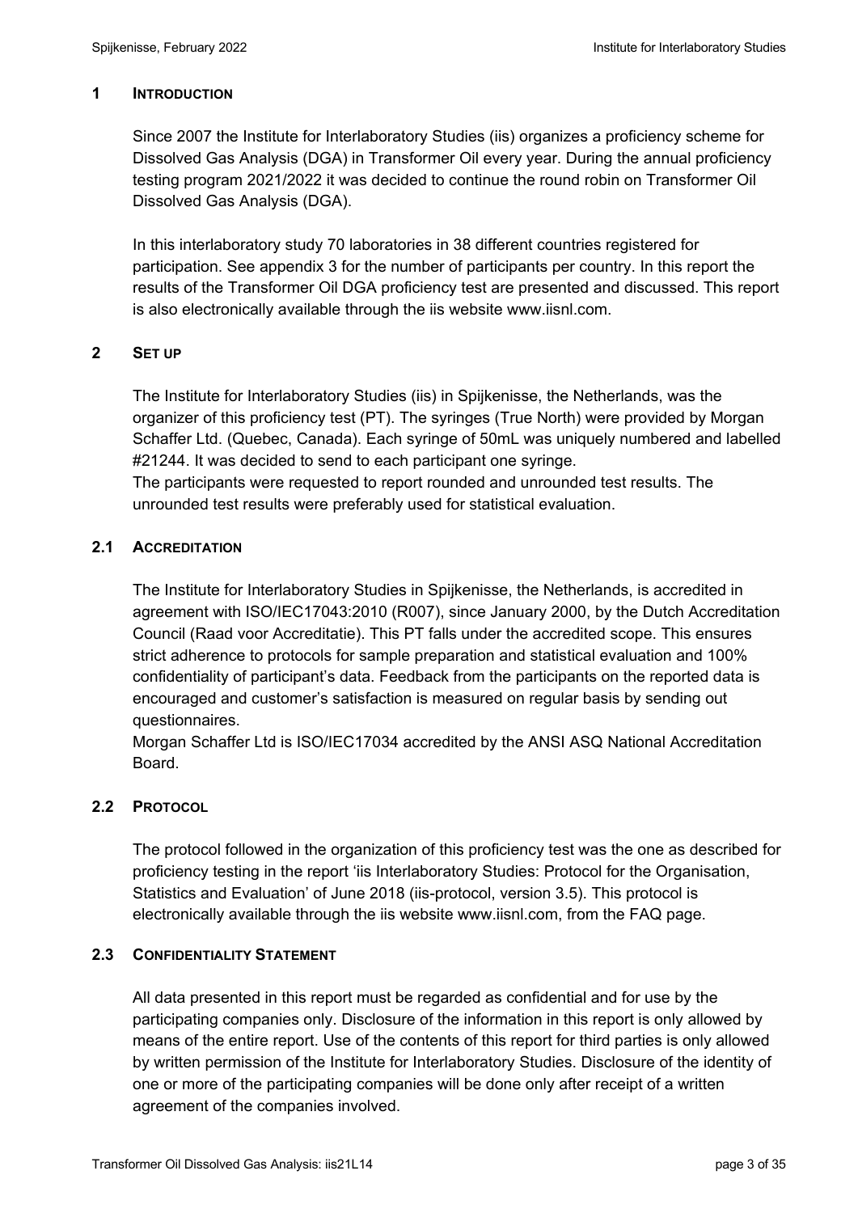## 1 INTRODUCTION

Since 2007 the Institute for Interlaboratory Studies (iis) organizes a proficiency scheme for Dissolved Gas Analysis (DGA) in Transformer Oil every year. During the annual proficiency testing program 2021/2022 it was decided to continue the round robin on Transformer Oil Dissolved Gas Analysis (DGA).

In this interlaboratory study 70 laboratories in 38 different countries registered for participation. See appendix 3 for the number of participants per country. In this report the results of the Transformer Oil DGA proficiency test are presented and discussed. This report is also electronically available through the iis website www.iisnl.com.

## 2 SET UP

The Institute for Interlaboratory Studies (iis) in Spijkenisse, the Netherlands, was the organizer of this proficiency test (PT). The syringes (True North) were provided by Morgan Schaffer Ltd. (Quebec, Canada). Each syringe of 50mL was uniquely numbered and labelled #21244. It was decided to send to each participant one syringe.
The participants were requested to report rounded and unrounded test results. The unrounded test results were preferably used for statistical evaluation.

### 2.1 ACCREDITATION

The Institute for Interlaboratory Studies in Spijkenisse, the Netherlands, is accredited in agreement with ISO/IEC17043:2010 (R007), since January 2000, by the Dutch Accreditation Council (Raad voor Accreditatie). This PT falls under the accredited scope. This ensures strict adherence to protocols for sample preparation and statistical evaluation and 100% confidentiality of participant's data. Feedback from the participants on the reported data is encouraged and customer's satisfaction is measured on regular basis by sending out questionnaires.
Morgan Schaffer Ltd is ISO/IEC17034 accredited by the ANSI ASQ National Accreditation Board.

### 2.2 PROTOCOL

The protocol followed in the organization of this proficiency test was the one as described for proficiency testing in the report 'iis Interlaboratory Studies: Protocol for the Organisation, Statistics and Evaluation' of June 2018 (iis-protocol, version 3.5). This protocol is electronically available through the iis website www.iisnl.com, from the FAQ page.

### 2.3 CONFIDENTIALITY STATEMENT

All data presented in this report must be regarded as confidential and for use by the participating companies only. Disclosure of the information in this report is only allowed by means of the entire report. Use of the contents of this report for third parties is only allowed by written permission of the Institute for Interlaboratory Studies. Disclosure of the identity of one or more of the participating companies will be done only after receipt of a written agreement of the companies involved.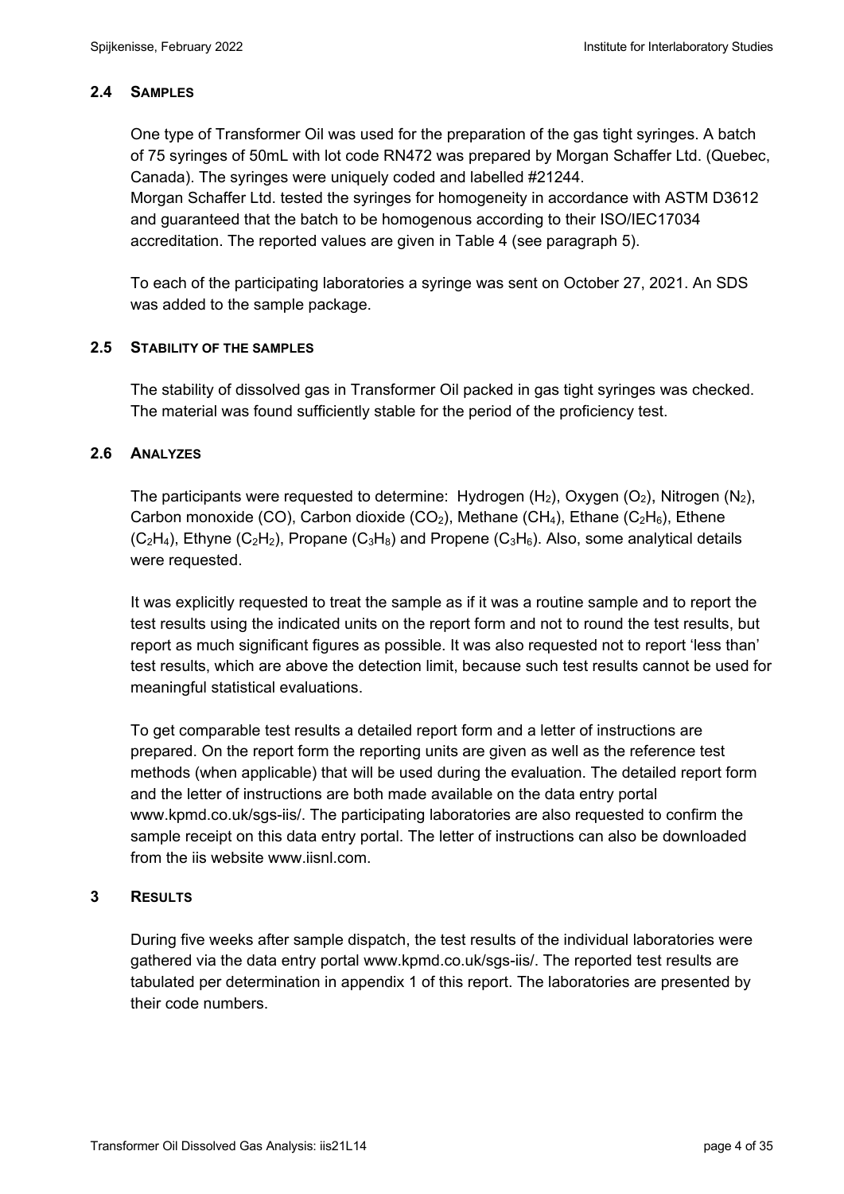### 2.4 SAMPLES

One type of Transformer Oil was used for the preparation of the gas tight syringes. A batch of 75 syringes of 50mL with lot code RN472 was prepared by Morgan Schaffer Ltd. (Quebec, Canada). The syringes were uniquely coded and labelled #21244.
Morgan Schaffer Ltd. tested the syringes for homogeneity in accordance with ASTM D3612 and guaranteed that the batch to be homogenous according to their ISO/IEC17034 accreditation. The reported values are given in Table 4 (see paragraph 5).

To each of the participating laboratories a syringe was sent on October 27, 2021. An SDS was added to the sample package.

### 2.5 STABILITY OF THE SAMPLES

The stability of dissolved gas in Transformer Oil packed in gas tight syringes was checked. The material was found sufficiently stable for the period of the proficiency test.

### 2.6 ANALYZES

The participants were requested to determine: Hydrogen ($H_2$), Oxygen ($O_2$), Nitrogen ($N_2$), Carbon monoxide (CO), Carbon dioxide ($CO_2$), Methane ($CH_4$), Ethane ($C_2H_6$), Ethene ($C_2H_4$), Ethyne ($C_2H_2$), Propane ($C_3H_8$) and Propene ($C_3H_6$). Also, some analytical details were requested.

It was explicitly requested to treat the sample as if it was a routine sample and to report the test results using the indicated units on the report form and not to round the test results, but report as much significant figures as possible. It was also requested not to report 'less than' test results, which are above the detection limit, because such test results cannot be used for meaningful statistical evaluations.

To get comparable test results a detailed report form and a letter of instructions are prepared. On the report form the reporting units are given as well as the reference test methods (when applicable) that will be used during the evaluation. The detailed report form and the letter of instructions are both made available on the data entry portal www.kpmd.co.uk/sgs-iis/. The participating laboratories are also requested to confirm the sample receipt on this data entry portal. The letter of instructions can also be downloaded from the iis website www.iisnl.com.

## 3 RESULTS

During five weeks after sample dispatch, the test results of the individual laboratories were gathered via the data entry portal www.kpmd.co.uk/sgs-iis/. The reported test results are tabulated per determination in appendix 1 of this report. The laboratories are presented by their code numbers.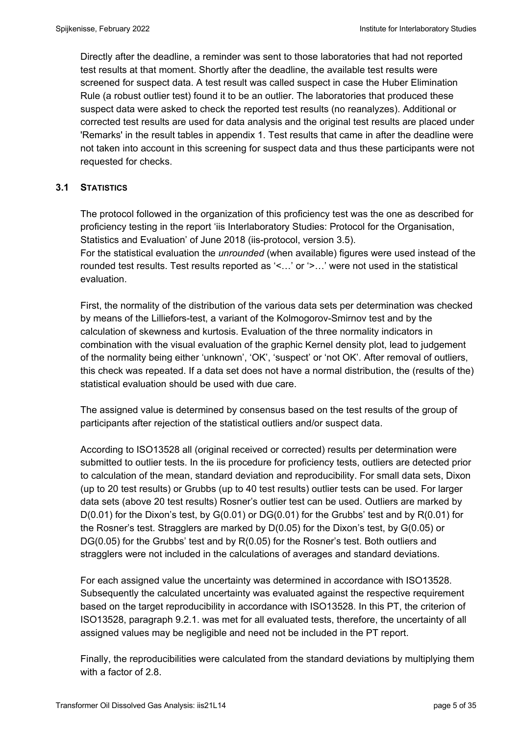Directly after the deadline, a reminder was sent to those laboratories that had not reported test results at that moment. Shortly after the deadline, the available test results were screened for suspect data. A test result was called suspect in case the Huber Elimination Rule (a robust outlier test) found it to be an outlier. The laboratories that produced these suspect data were asked to check the reported test results (no reanalyzes). Additional or corrected test results are used for data analysis and the original test results are placed under 'Remarks' in the result tables in appendix 1. Test results that came in after the deadline were not taken into account in this screening for suspect data and thus these participants were not requested for checks.

### 3.1 STATISTICS

The protocol followed in the organization of this proficiency test was the one as described for proficiency testing in the report 'iis Interlaboratory Studies: Protocol for the Organisation, Statistics and Evaluation' of June 2018 (iis-protocol, version 3.5).
For the statistical evaluation the *unrounded* (when available) figures were used instead of the rounded test results. Test results reported as '<…' or '>…' were not used in the statistical evaluation.

First, the normality of the distribution of the various data sets per determination was checked by means of the Lilliefors-test, a variant of the Kolmogorov-Smirnov test and by the calculation of skewness and kurtosis. Evaluation of the three normality indicators in combination with the visual evaluation of the graphic Kernel density plot, lead to judgement of the normality being either 'unknown', 'OK', 'suspect' or 'not OK'. After removal of outliers, this check was repeated. If a data set does not have a normal distribution, the (results of the) statistical evaluation should be used with due care.

The assigned value is determined by consensus based on the test results of the group of participants after rejection of the statistical outliers and/or suspect data.

According to ISO13528 all (original received or corrected) results per determination were submitted to outlier tests. In the iis procedure for proficiency tests, outliers are detected prior to calculation of the mean, standard deviation and reproducibility. For small data sets, Dixon (up to 20 test results) or Grubbs (up to 40 test results) outlier tests can be used. For larger data sets (above 20 test results) Rosner's outlier test can be used. Outliers are marked by D(0.01) for the Dixon's test, by G(0.01) or DG(0.01) for the Grubbs' test and by R(0.01) for the Rosner's test. Stragglers are marked by D(0.05) for the Dixon's test, by G(0.05) or DG(0.05) for the Grubbs' test and by R(0.05) for the Rosner's test. Both outliers and stragglers were not included in the calculations of averages and standard deviations.

For each assigned value the uncertainty was determined in accordance with ISO13528. Subsequently the calculated uncertainty was evaluated against the respective requirement based on the target reproducibility in accordance with ISO13528. In this PT, the criterion of ISO13528, paragraph 9.2.1. was met for all evaluated tests, therefore, the uncertainty of all assigned values may be negligible and need not be included in the PT report.

Finally, the reproducibilities were calculated from the standard deviations by multiplying them with a factor of 2.8.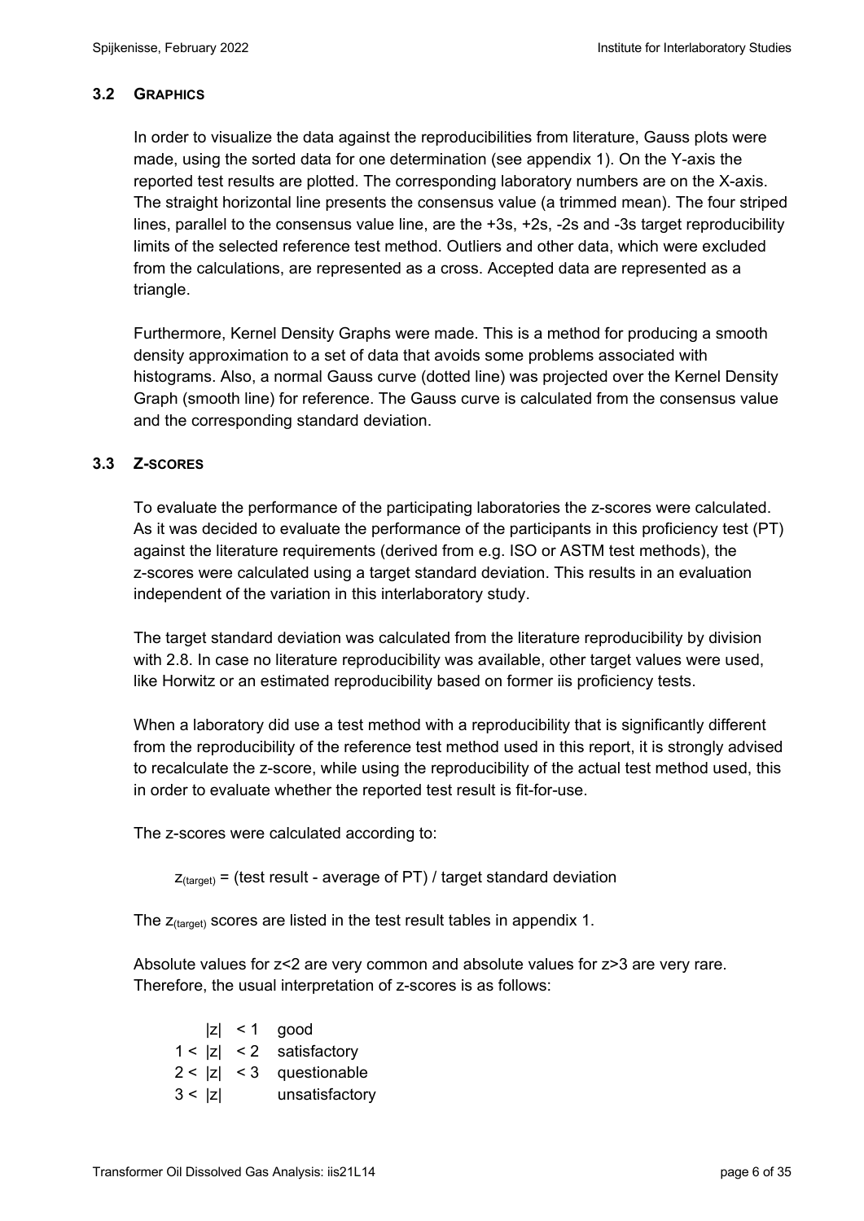### 3.2 GRAPHICS

In order to visualize the data against the reproducibilities from literature, Gauss plots were made, using the sorted data for one determination (see appendix 1). On the Y-axis the reported test results are plotted. The corresponding laboratory numbers are on the X-axis. The straight horizontal line presents the consensus value (a trimmed mean). The four striped lines, parallel to the consensus value line, are the +3s, +2s, -2s and -3s target reproducibility limits of the selected reference test method. Outliers and other data, which were excluded from the calculations, are represented as a cross. Accepted data are represented as a triangle.

Furthermore, Kernel Density Graphs were made. This is a method for producing a smooth density approximation to a set of data that avoids some problems associated with histograms. Also, a normal Gauss curve (dotted line) was projected over the Kernel Density Graph (smooth line) for reference. The Gauss curve is calculated from the consensus value and the corresponding standard deviation.

### 3.3 Z-SCORES

To evaluate the performance of the participating laboratories the z-scores were calculated. As it was decided to evaluate the performance of the participants in this proficiency test (PT) against the literature requirements (derived from e.g. ISO or ASTM test methods), the z-scores were calculated using a target standard deviation. This results in an evaluation independent of the variation in this interlaboratory study.

The target standard deviation was calculated from the literature reproducibility by division with 2.8. In case no literature reproducibility was available, other target values were used, like Horwitz or an estimated reproducibility based on former iis proficiency tests.

When a laboratory did use a test method with a reproducibility that is significantly different from the reproducibility of the reference test method used in this report, it is strongly advised to recalculate the z-score, while using the reproducibility of the actual test method used, this in order to evaluate whether the reported test result is fit-for-use.

The z-scores were calculated according to:

$$z_{(target)} = \text{(test result - average of PT) / target standard deviation}$$

The $z_{(target)}$ scores are listed in the test result tables in appendix 1.

Absolute values for z<2 are very common and absolute values for z>3 are very rare. Therefore, the usual interpretation of z-scores is as follows:

| | |
|---|---|
| $\lvert z \rvert < 1$ | good |
| $1 < \lvert z \rvert < 2$ | satisfactory |
| $2 < \lvert z \rvert < 3$ | questionable |
| $3 < \lvert z \rvert$ | unsatisfactory |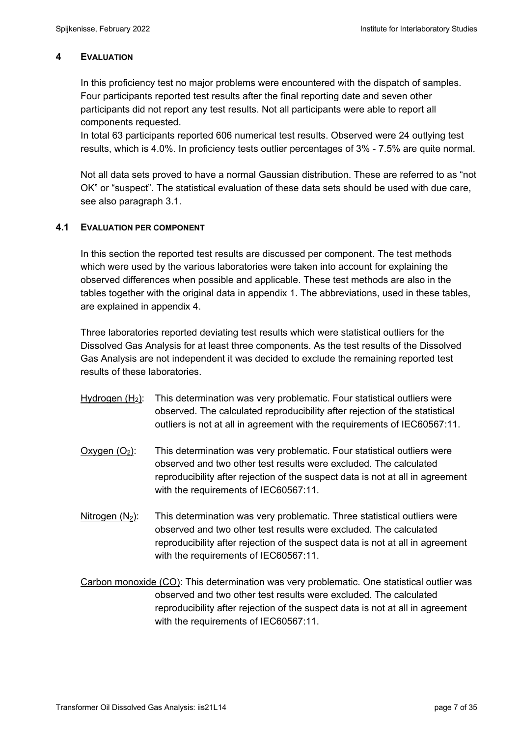## 4 EVALUATION

In this proficiency test no major problems were encountered with the dispatch of samples. Four participants reported test results after the final reporting date and seven other participants did not report any test results. Not all participants were able to report all components requested.

In total 63 participants reported 606 numerical test results. Observed were 24 outlying test results, which is 4.0%. In proficiency tests outlier percentages of 3% - 7.5% are quite normal.

Not all data sets proved to have a normal Gaussian distribution. These are referred to as "not OK" or "suspect". The statistical evaluation of these data sets should be used with due care, see also paragraph 3.1.

### 4.1 EVALUATION PER COMPONENT

In this section the reported test results are discussed per component. The test methods which were used by the various laboratories were taken into account for explaining the observed differences when possible and applicable. These test methods are also in the tables together with the original data in appendix 1. The abbreviations, used in these tables, are explained in appendix 4.

Three laboratories reported deviating test results which were statistical outliers for the Dissolved Gas Analysis for at least three components. As the test results of the Dissolved Gas Analysis are not independent it was decided to exclude the remaining reported test results of these laboratories.

Hydrogen ($H_2$): This determination was very problematic. Four statistical outliers were observed. The calculated reproducibility after rejection of the statistical outliers is not at all in agreement with the requirements of IEC60567:11.

Oxygen ($O_2$): This determination was very problematic. Four statistical outliers were observed and two other test results were excluded. The calculated reproducibility after rejection of the suspect data is not at all in agreement with the requirements of IEC60567:11.

Nitrogen ($N_2$): This determination was very problematic. Three statistical outliers were observed and two other test results were excluded. The calculated reproducibility after rejection of the suspect data is not at all in agreement with the requirements of IEC60567:11.

Carbon monoxide (CO): This determination was very problematic. One statistical outlier was observed and two other test results were excluded. The calculated reproducibility after rejection of the suspect data is not at all in agreement with the requirements of IEC60567:11.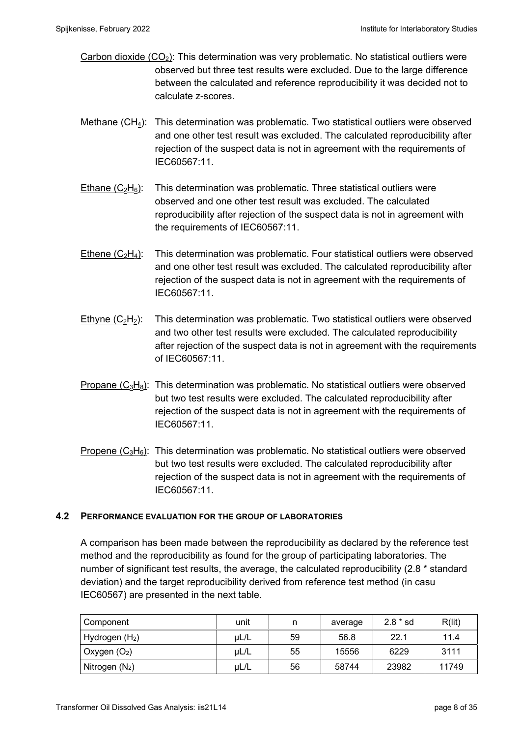Carbon dioxide ($CO_2$): This determination was very problematic. No statistical outliers were observed but three test results were excluded. Due to the large difference between the calculated and reference reproducibility it was decided not to calculate z-scores.

Methane ($CH_4$): This determination was problematic. Two statistical outliers were observed and one other test result was excluded. The calculated reproducibility after rejection of the suspect data is not in agreement with the requirements of IEC60567:11.

Ethane ($C_2H_6$): This determination was problematic. Three statistical outliers were observed and one other test result was excluded. The calculated reproducibility after rejection of the suspect data is not in agreement with the requirements of IEC60567:11.

Ethene ($C_2H_4$): This determination was problematic. Four statistical outliers were observed and one other test result was excluded. The calculated reproducibility after rejection of the suspect data is not in agreement with the requirements of IEC60567:11.

Ethyne ($C_2H_2$): This determination was problematic. Two statistical outliers were observed and two other test results were excluded. The calculated reproducibility after rejection of the suspect data is not in agreement with the requirements of IEC60567:11.

Propane ($C_3H_8$): This determination was problematic. No statistical outliers were observed but two test results were excluded. The calculated reproducibility after rejection of the suspect data is not in agreement with the requirements of IEC60567:11.

Propene ($C_3H_6$): This determination was problematic. No statistical outliers were observed but two test results were excluded. The calculated reproducibility after rejection of the suspect data is not in agreement with the requirements of IEC60567:11.

## 4.2 PERFORMANCE EVALUATION FOR THE GROUP OF LABORATORIES

A comparison has been made between the reproducibility as declared by the reference test method and the reproducibility as found for the group of participating laboratories. The number of significant test results, the average, the calculated reproducibility (2.8 * standard deviation) and the target reproducibility derived from reference test method (in casu IEC60567) are presented in the next table.

| Component | unit | n | average | 2.8 * sd | R(lit) |
|---|---|---|---|---|---|
| Hydrogen ($H_2$) | µL/L | 59 | 56.8 | 22.1 | 11.4 |
| Oxygen ($O_2$) | µL/L | 55 | 15556 | 6229 | 3111 |
| Nitrogen ($N_2$) | µL/L | 56 | 58744 | 23982 | 11749 |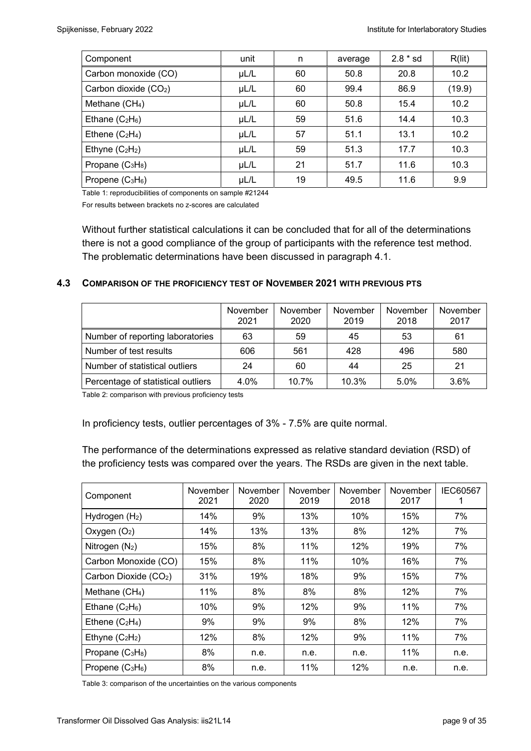| Component | unit | n | average | 2.8 * sd | R(lit) |
|---|---|---|---|---|---|
| Carbon monoxide (CO) | µL/L | 60 | 50.8 | 20.8 | 10.2 |
| Carbon dioxide ($CO_2$) | µL/L | 60 | 99.4 | 86.9 | (19.9) |
| Methane ($CH_4$) | µL/L | 60 | 50.8 | 15.4 | 10.2 |
| Ethane ($C_2H_6$) | µL/L | 59 | 51.6 | 14.4 | 10.3 |
| Ethene ($C_2H_4$) | µL/L | 57 | 51.1 | 13.1 | 10.2 |
| Ethyne ($C_2H_2$) | µL/L | 59 | 51.3 | 17.7 | 10.3 |
| Propane ($C_3H_8$) | µL/L | 21 | 51.7 | 11.6 | 10.3 |
| Propene ($C_3H_6$) | µL/L | 19 | 49.5 | 11.6 | 9.9 |

Table 1: reproducibilities of components on sample #21244

For results between brackets no z-scores are calculated

Without further statistical calculations it can be concluded that for all of the determinations there is not a good compliance of the group of participants with the reference test method. The problematic determinations have been discussed in paragraph 4.1.

### 4.3 COMPARISON OF THE PROFICIENCY TEST OF NOVEMBER 2021 WITH PREVIOUS PTS

| | November 2021 | November 2020 | November 2019 | November 2018 | November 2017 |
|---|---|---|---|---|---|
| Number of reporting laboratories | 63 | 59 | 45 | 53 | 61 |
| Number of test results | 606 | 561 | 428 | 496 | 580 |
| Number of statistical outliers | 24 | 60 | 44 | 25 | 21 |
| Percentage of statistical outliers | 4.0% | 10.7% | 10.3% | 5.0% | 3.6% |

Table 2: comparison with previous proficiency tests

In proficiency tests, outlier percentages of 3% - 7.5% are quite normal.

The performance of the determinations expressed as relative standard deviation (RSD) of the proficiency tests was compared over the years. The RSDs are given in the next table.

| Component | November 2021 | November 2020 | November 2019 | November 2018 | November 2017 | IEC60567 1 |
|---|---|---|---|---|---|---|
| Hydrogen ($H_2$) | 14% | 9% | 13% | 10% | 15% | 7% |
| Oxygen ($O_2$) | 14% | 13% | 13% | 8% | 12% | 7% |
| Nitrogen ($N_2$) | 15% | 8% | 11% | 12% | 19% | 7% |
| Carbon Monoxide (CO) | 15% | 8% | 11% | 10% | 16% | 7% |
| Carbon Dioxide ($CO_2$) | 31% | 19% | 18% | 9% | 15% | 7% |
| Methane ($CH_4$) | 11% | 8% | 8% | 8% | 12% | 7% |
| Ethane ($C_2H_6$) | 10% | 9% | 12% | 9% | 11% | 7% |
| Ethene ($C_2H_4$) | 9% | 9% | 9% | 8% | 12% | 7% |
| Ethyne ($C_2H_2$) | 12% | 8% | 12% | 9% | 11% | 7% |
| Propane ($C_3H_8$) | 8% | n.e. | n.e. | n.e. | 11% | n.e. |
| Propene ($C_3H_6$) | 8% | n.e. | 11% | 12% | n.e. | n.e. |

Table 3: comparison of the uncertainties on the various components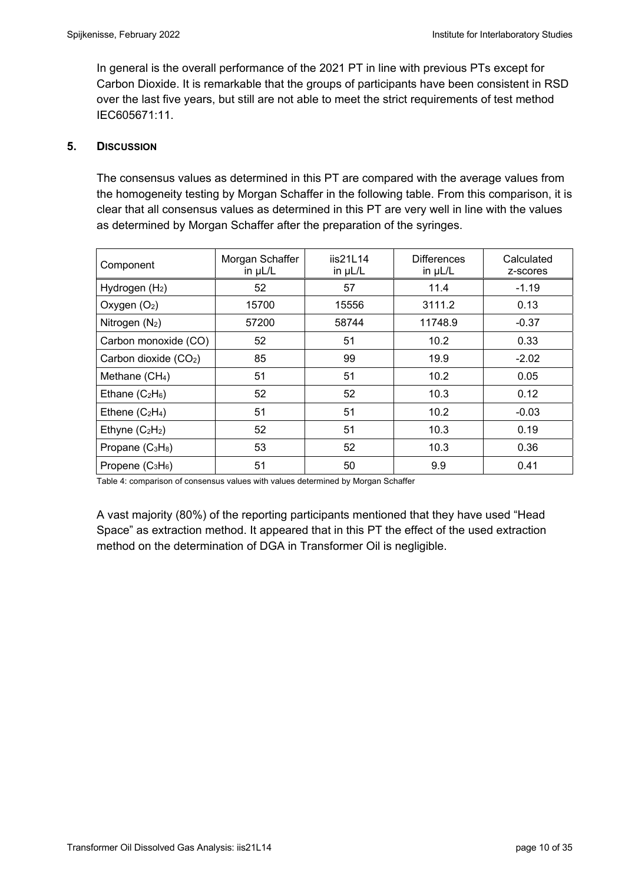In general is the overall performance of the 2021 PT in line with previous PTs except for Carbon Dioxide. It is remarkable that the groups of participants have been consistent in RSD over the last five years, but still are not able to meet the strict requirements of test method IEC605671:11.

## 5. DISCUSSION

The consensus values as determined in this PT are compared with the average values from the homogeneity testing by Morgan Schaffer in the following table. From this comparison, it is clear that all consensus values as determined in this PT are very well in line with the values as determined by Morgan Schaffer after the preparation of the syringes.

| Component | Morgan Schaffer in µL/L | iis21L14 in µL/L | Differences in µL/L | Calculated z-scores |
|---|---|---|---|---|
| Hydrogen ($H_2$) | 52 | 57 | 11.4 | -1.19 |
| Oxygen ($O_2$) | 15700 | 15556 | 3111.2 | 0.13 |
| Nitrogen ($N_2$) | 57200 | 58744 | 11748.9 | -0.37 |
| Carbon monoxide (CO) | 52 | 51 | 10.2 | 0.33 |
| Carbon dioxide ($CO_2$) | 85 | 99 | 19.9 | -2.02 |
| Methane ($CH_4$) | 51 | 51 | 10.2 | 0.05 |
| Ethane ($C_2H_6$) | 52 | 52 | 10.3 | 0.12 |
| Ethene ($C_2H_4$) | 51 | 51 | 10.2 | -0.03 |
| Ethyne ($C_2H_2$) | 52 | 51 | 10.3 | 0.19 |
| Propane ($C_3H_8$) | 53 | 52 | 10.3 | 0.36 |
| Propene ($C_3H_6$) | 51 | 50 | 9.9 | 0.41 |

Table 4: comparison of consensus values with values determined by Morgan Schaffer

A vast majority (80%) of the reporting participants mentioned that they have used "Head Space" as extraction method. It appeared that in this PT the effect of the used extraction method on the determination of DGA in Transformer Oil is negligible.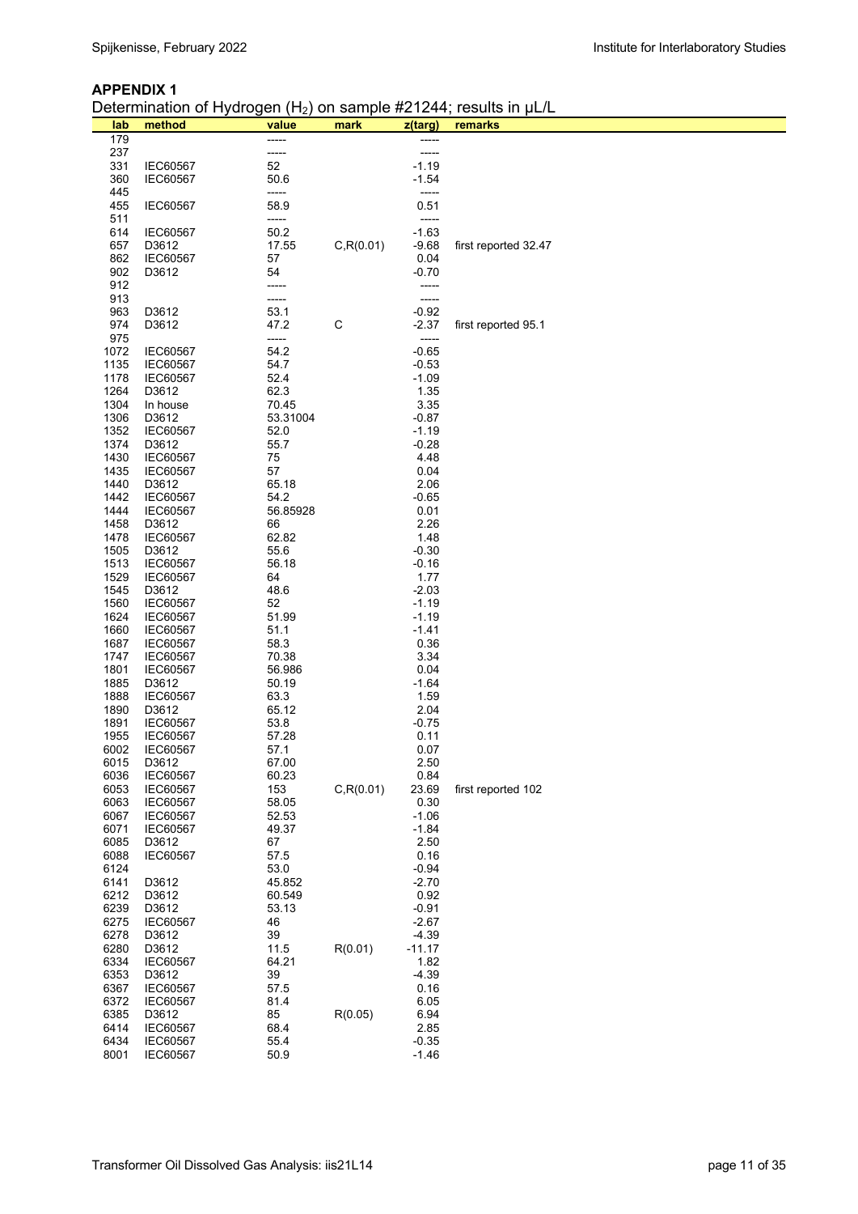## APPENDIX 1

Determination of Hydrogen ($H_2$) on sample #21244; results in µL/L

| lab | method | value | mark | z(targ) | remarks |
|---|---|---|---|---|---|
| 179 | | ----- | | ----- | |
| 237 | | ----- | | ----- | |
| 331 | IEC60567 | 52 | | -1.19 | |
| 360 | IEC60567 | 50.6 | | -1.54 | |
| 445 | | ----- | | ----- | |
| 455 | IEC60567 | 58.9 | | 0.51 | |
| 511 | | ----- | | ----- | |
| 614 | IEC60567 | 50.2 | | -1.63 | |
| 657 | D3612 | 17.55 | C,R(0.01) | -9.68 | first reported 32.47 |
| 862 | IEC60567 | 57 | | 0.04 | |
| 902 | D3612 | 54 | | -0.70 | |
| 912 | | ----- | | ----- | |
| 913 | | ----- | | ----- | |
| 963 | D3612 | 53.1 | | -0.92 | |
| 974 | D3612 | 47.2 | C | -2.37 | first reported 95.1 |
| 975 | | ----- | | ----- | |
| 1072 | IEC60567 | 54.2 | | -0.65 | |
| 1135 | IEC60567 | 54.7 | | -0.53 | |
| 1178 | IEC60567 | 52.4 | | -1.09 | |
| 1264 | D3612 | 62.3 | | 1.35 | |
| 1304 | In house | 70.45 | | 3.35 | |
| 1306 | D3612 | 53.31004 | | -0.87 | |
| 1352 | IEC60567 | 52.0 | | -1.19 | |
| 1374 | D3612 | 55.7 | | -0.28 | |
| 1430 | IEC60567 | 75 | | 4.48 | |
| 1435 | IEC60567 | 57 | | 0.04 | |
| 1440 | D3612 | 65.18 | | 2.06 | |
| 1442 | IEC60567 | 54.2 | | -0.65 | |
| 1444 | IEC60567 | 56.85928 | | 0.01 | |
| 1458 | D3612 | 66 | | 2.26 | |
| 1478 | IEC60567 | 62.82 | | 1.48 | |
| 1505 | D3612 | 55.6 | | -0.30 | |
| 1513 | IEC60567 | 56.18 | | -0.16 | |
| 1529 | IEC60567 | 64 | | 1.77 | |
| 1545 | D3612 | 48.6 | | -2.03 | |
| 1560 | IEC60567 | 52 | | -1.19 | |
| 1624 | IEC60567 | 51.99 | | -1.19 | |
| 1660 | IEC60567 | 51.1 | | -1.41 | |
| 1687 | IEC60567 | 58.3 | | 0.36 | |
| 1747 | IEC60567 | 70.38 | | 3.34 | |
| 1801 | IEC60567 | 56.986 | | 0.04 | |
| 1885 | D3612 | 50.19 | | -1.64 | |
| 1888 | IEC60567 | 63.3 | | 1.59 | |
| 1890 | D3612 | 65.12 | | 2.04 | |
| 1891 | IEC60567 | 53.8 | | -0.75 | |
| 1955 | IEC60567 | 57.28 | | 0.11 | |
| 6002 | IEC60567 | 57.1 | | 0.07 | |
| 6015 | D3612 | 67.00 | | 2.50 | |
| 6036 | IEC60567 | 60.23 | | 0.84 | |
| 6053 | IEC60567 | 153 | C,R(0.01) | 23.69 | first reported 102 |
| 6063 | IEC60567 | 58.05 | | 0.30 | |
| 6067 | IEC60567 | 52.53 | | -1.06 | |
| 6071 | IEC60567 | 49.37 | | -1.84 | |
| 6085 | D3612 | 67 | | 2.50 | |
| 6088 | IEC60567 | 57.5 | | 0.16 | |
| 6124 | | 53.0 | | -0.94 | |
| 6141 | D3612 | 45.852 | | -2.70 | |
| 6212 | D3612 | 60.549 | | 0.92 | |
| 6239 | D3612 | 53.13 | | -0.91 | |
| 6275 | IEC60567 | 46 | | -2.67 | |
| 6278 | D3612 | 39 | | -4.39 | |
| 6280 | D3612 | 11.5 | R(0.01) | -11.17 | |
| 6334 | IEC60567 | 64.21 | | 1.82 | |
| 6353 | D3612 | 39 | | -4.39 | |
| 6367 | IEC60567 | 57.5 | | 0.16 | |
| 6372 | IEC60567 | 81.4 | | 6.05 | |
| 6385 | D3612 | 85 | R(0.05) | 6.94 | |
| 6414 | IEC60567 | 68.4 | | 2.85 | |
| 6434 | IEC60567 | 55.4 | | -0.35 | |
| 8001 | IEC60567 | 50.9 | | -1.46 | |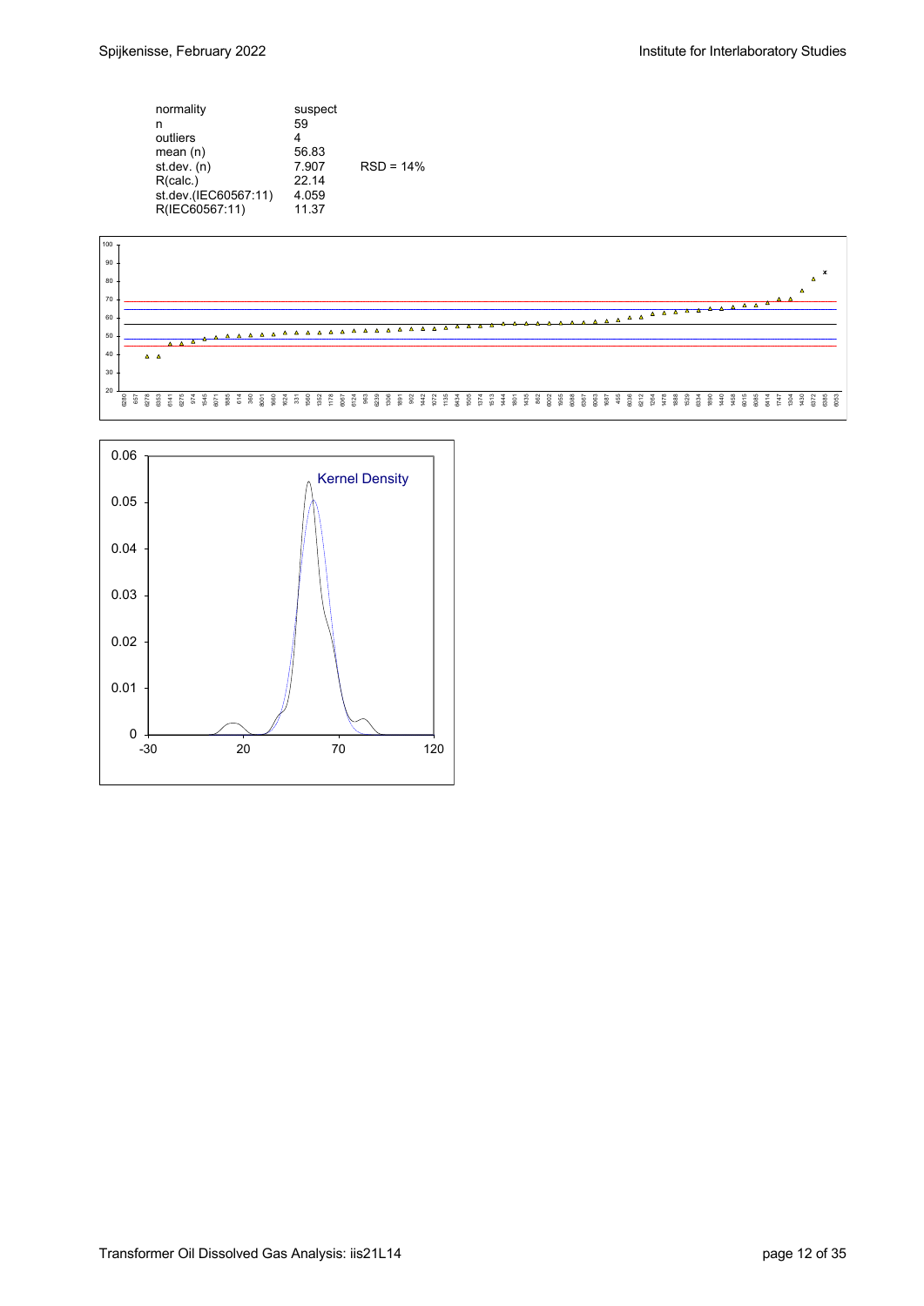| | | |
|---|---|---|
| normality | suspect | |
| n | 59 | |
| outliers | 4 | |
| mean (n) | 56.83 | |
| st.dev. (n) | 7.907 | RSD = 14% |
| R(calc.) | 22.14 | |
| st.dev.(IEC60567:11) | 4.059 | |
| R(IEC60567:11) | 11.37 | |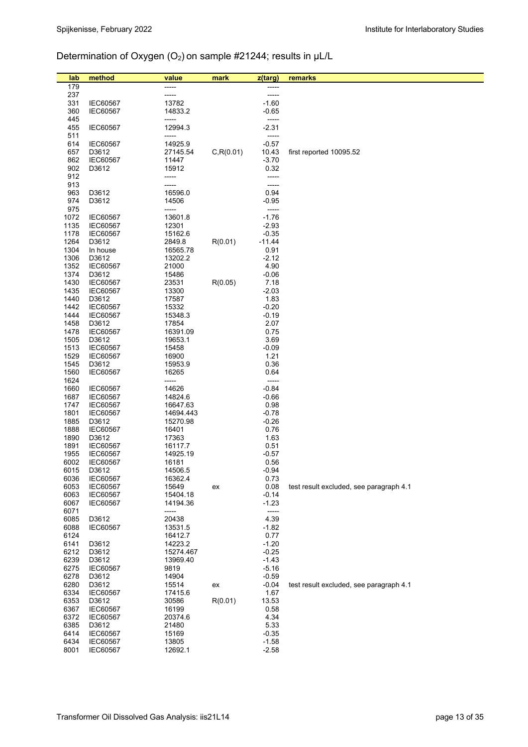## Determination of Oxygen ($O_2$) on sample #21244; results in µL/L

| lab | method | value | mark | z(targ) | remarks |
|---|---|---|---|---|---|
| 179 | | ----- | | ----- | |
| 237 | | ----- | | ----- | |
| 331 | IEC60567 | 13782 | | -1.60 | |
| 360 | IEC60567 | 14833.2 | | -0.65 | |
| 445 | | ----- | | ----- | |
| 455 | IEC60567 | 12994.3 | | -2.31 | |
| 511 | | ----- | | ----- | |
| 614 | IEC60567 | 14925.9 | | -0.57 | |
| 657 | D3612 | 27145.54 | C,R(0.01) | 10.43 | first reported 10095.52 |
| 862 | IEC60567 | 11447 | | -3.70 | |
| 902 | D3612 | 15912 | | 0.32 | |
| 912 | | ----- | | ----- | |
| 913 | | ----- | | ----- | |
| 963 | D3612 | 16596.0 | | 0.94 | |
| 974 | D3612 | 14506 | | -0.95 | |
| 975 | | ----- | | ----- | |
| 1072 | IEC60567 | 13601.8 | | -1.76 | |
| 1135 | IEC60567 | 12301 | | -2.93 | |
| 1178 | IEC60567 | 15162.6 | | -0.35 | |
| 1264 | D3612 | 2849.8 | R(0.01) | -11.44 | |
| 1304 | In house | 16565.78 | | 0.91 | |
| 1306 | D3612 | 13202.2 | | -2.12 | |
| 1352 | IEC60567 | 21000 | | 4.90 | |
| 1374 | D3612 | 15486 | | -0.06 | |
| 1430 | IEC60567 | 23531 | R(0.05) | 7.18 | |
| 1435 | IEC60567 | 13300 | | -2.03 | |
| 1440 | D3612 | 17587 | | 1.83 | |
| 1442 | IEC60567 | 15332 | | -0.20 | |
| 1444 | IEC60567 | 15348.3 | | -0.19 | |
| 1458 | D3612 | 17854 | | 2.07 | |
| 1478 | IEC60567 | 16391.09 | | 0.75 | |
| 1505 | D3612 | 19653.1 | | 3.69 | |
| 1513 | IEC60567 | 15458 | | -0.09 | |
| 1529 | IEC60567 | 16900 | | 1.21 | |
| 1545 | D3612 | 15953.9 | | 0.36 | |
| 1560 | IEC60567 | 16265 | | 0.64 | |
| 1624 | | ----- | | ----- | |
| 1660 | IEC60567 | 14626 | | -0.84 | |
| 1687 | IEC60567 | 14824.6 | | -0.66 | |
| 1747 | IEC60567 | 16647.63 | | 0.98 | |
| 1801 | IEC60567 | 14694.443 | | -0.78 | |
| 1885 | D3612 | 15270.98 | | -0.26 | |
| 1888 | IEC60567 | 16401 | | 0.76 | |
| 1890 | D3612 | 17363 | | 1.63 | |
| 1891 | IEC60567 | 16117.7 | | 0.51 | |
| 1955 | IEC60567 | 14925.19 | | -0.57 | |
| 6002 | IEC60567 | 16181 | | 0.56 | |
| 6015 | D3612 | 14506.5 | | -0.94 | |
| 6036 | IEC60567 | 16362.4 | | 0.73 | |
| 6053 | IEC60567 | 15649 | ex | 0.08 | test result excluded, see paragraph 4.1 |
| 6063 | IEC60567 | 15404.18 | | -0.14 | |
| 6067 | IEC60567 | 14194.36 | | -1.23 | |
| 6071 | | ----- | | ----- | |
| 6085 | D3612 | 20438 | | 4.39 | |
| 6088 | IEC60567 | 13531.5 | | -1.82 | |
| 6124 | | 16412.7 | | 0.77 | |
| 6141 | D3612 | 14223.2 | | -1.20 | |
| 6212 | D3612 | 15274.467 | | -0.25 | |
| 6239 | D3612 | 13969.40 | | -1.43 | |
| 6275 | IEC60567 | 9819 | | -5.16 | |
| 6278 | D3612 | 14904 | | -0.59 | |
| 6280 | D3612 | 15514 | ex | -0.04 | test result excluded, see paragraph 4.1 |
| 6334 | IEC60567 | 17415.6 | | 1.67 | |
| 6353 | D3612 | 30586 | R(0.01) | 13.53 | |
| 6367 | IEC60567 | 16199 | | 0.58 | |
| 6372 | IEC60567 | 20374.6 | | 4.34 | |
| 6385 | D3612 | 21480 | | 5.33 | |
| 6414 | IEC60567 | 15169 | | -0.35 | |
| 6434 | IEC60567 | 13805 | | -1.58 | |
| 8001 | IEC60567 | 12692.1 | | -2.58 | |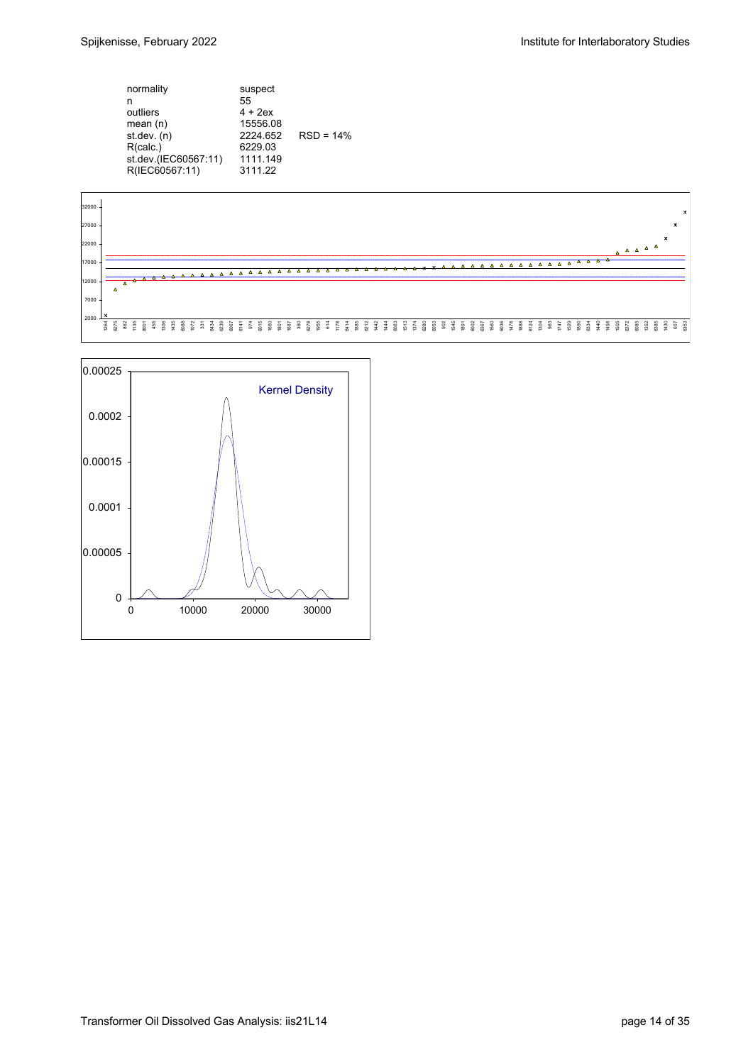| | | |
|---|---|---|
| normality | suspect | |
| n | 55 | |
| outliers | 4 + 2ex | |
| mean (n) | 15556.08 | |
| st.dev. (n) | 2224.652 | RSD = 14% |
| R(calc.) | 6229.03 | |
| st.dev.(IEC60567:11) | 1111.149 | |
| R(IEC60567:11) | 3111.22 | |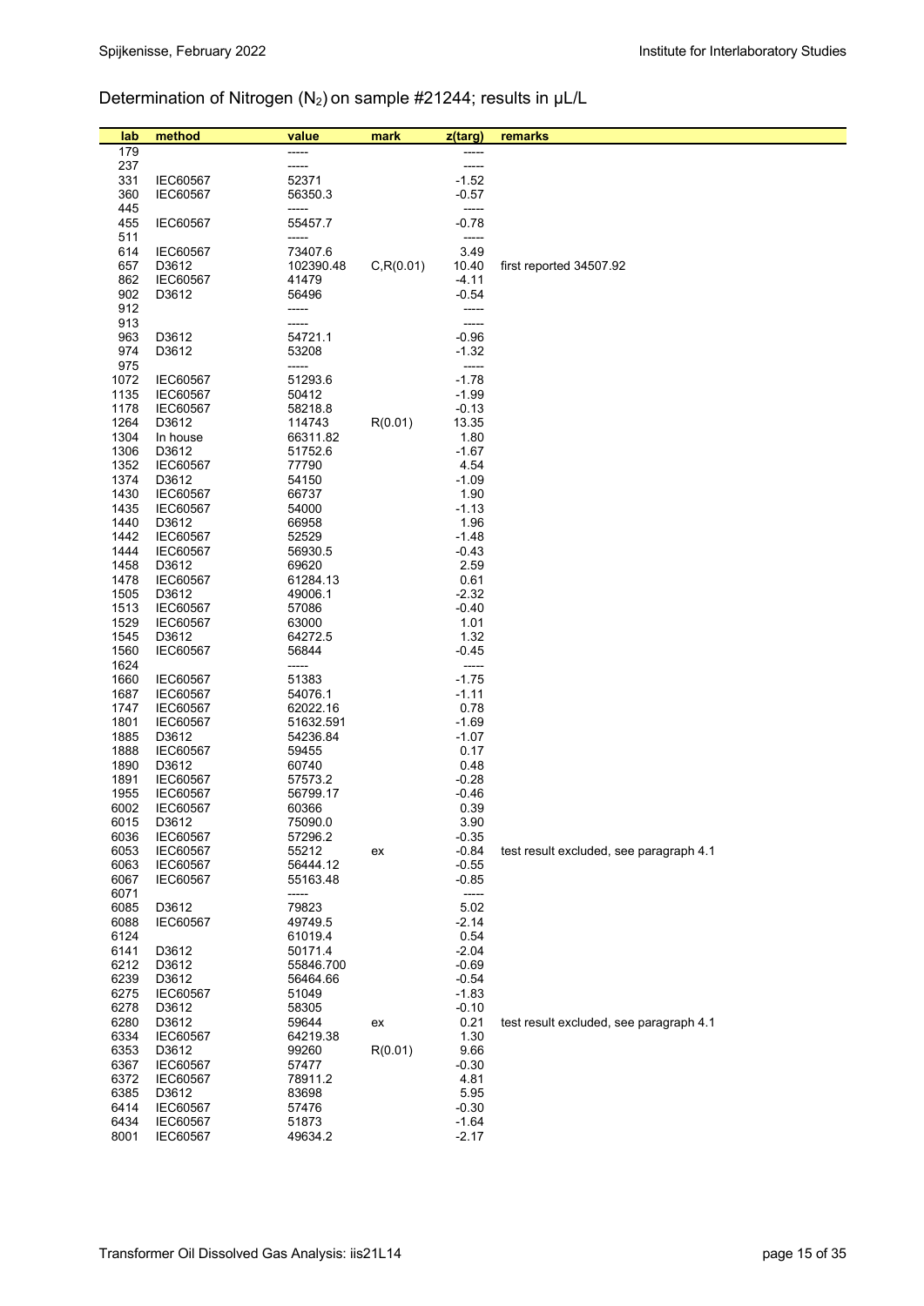## Determination of Nitrogen ($N_2$) on sample #21244; results in µL/L

| lab | method | value | mark | z(targ) | remarks |
|---|---|---|---|---|---|
| 179 | | ----- | | ----- | |
| 237 | | ----- | | ----- | |
| 331 | IEC60567 | 52371 | | -1.52 | |
| 360 | IEC60567 | 56350.3 | | -0.57 | |
| 445 | | ----- | | ----- | |
| 455 | IEC60567 | 55457.7 | | -0.78 | |
| 511 | | ----- | | ----- | |
| 614 | IEC60567 | 73407.6 | | 3.49 | |
| 657 | D3612 | 102390.48 | C,R(0.01) | 10.40 | first reported 34507.92 |
| 862 | IEC60567 | 41479 | | -4.11 | |
| 902 | D3612 | 56496 | | -0.54 | |
| 912 | | ----- | | ----- | |
| 913 | | ----- | | ----- | |
| 963 | D3612 | 54721.1 | | -0.96 | |
| 974 | D3612 | 53208 | | -1.32 | |
| 975 | | ----- | | ----- | |
| 1072 | IEC60567 | 51293.6 | | -1.78 | |
| 1135 | IEC60567 | 50412 | | -1.99 | |
| 1178 | IEC60567 | 58218.8 | | -0.13 | |
| 1264 | D3612 | 114743 | R(0.01) | 13.35 | |
| 1304 | In house | 66311.82 | | 1.80 | |
| 1306 | D3612 | 51752.6 | | -1.67 | |
| 1352 | IEC60567 | 77790 | | 4.54 | |
| 1374 | D3612 | 54150 | | -1.09 | |
| 1430 | IEC60567 | 66737 | | 1.90 | |
| 1435 | IEC60567 | 54000 | | -1.13 | |
| 1440 | D3612 | 66958 | | 1.96 | |
| 1442 | IEC60567 | 52529 | | -1.48 | |
| 1444 | IEC60567 | 56930.5 | | -0.43 | |
| 1458 | D3612 | 69620 | | 2.59 | |
| 1478 | IEC60567 | 61284.13 | | 0.61 | |
| 1505 | D3612 | 49006.1 | | -2.32 | |
| 1513 | IEC60567 | 57086 | | -0.40 | |
| 1529 | IEC60567 | 63000 | | 1.01 | |
| 1545 | D3612 | 64272.5 | | 1.32 | |
| 1560 | IEC60567 | 56844 | | -0.45 | |
| 1624 | | ----- | | ----- | |
| 1660 | IEC60567 | 51383 | | -1.75 | |
| 1687 | IEC60567 | 54076.1 | | -1.11 | |
| 1747 | IEC60567 | 62022.16 | | 0.78 | |
| 1801 | IEC60567 | 51632.591 | | -1.69 | |
| 1885 | D3612 | 54236.84 | | -1.07 | |
| 1888 | IEC60567 | 59455 | | 0.17 | |
| 1890 | D3612 | 60740 | | 0.48 | |
| 1891 | IEC60567 | 57573.2 | | -0.28 | |
| 1955 | IEC60567 | 56799.17 | | -0.46 | |
| 6002 | IEC60567 | 60366 | | 0.39 | |
| 6015 | D3612 | 75090.0 | | 3.90 | |
| 6036 | IEC60567 | 57296.2 | | -0.35 | |
| 6053 | IEC60567 | 55212 | ex | -0.84 | test result excluded, see paragraph 4.1 |
| 6063 | IEC60567 | 56444.12 | | -0.55 | |
| 6067 | IEC60567 | 55163.48 | | -0.85 | |
| 6071 | | ----- | | ----- | |
| 6085 | D3612 | 79823 | | 5.02 | |
| 6088 | IEC60567 | 49749.5 | | -2.14 | |
| 6124 | | 61019.4 | | 0.54 | |
| 6141 | D3612 | 50171.4 | | -2.04 | |
| 6212 | D3612 | 55846.700 | | -0.69 | |
| 6239 | D3612 | 56464.66 | | -0.54 | |
| 6275 | IEC60567 | 51049 | | -1.83 | |
| 6278 | D3612 | 58305 | | -0.10 | |
| 6280 | D3612 | 59644 | ex | 0.21 | test result excluded, see paragraph 4.1 |
| 6334 | IEC60567 | 64219.38 | | 1.30 | |
| 6353 | D3612 | 99260 | R(0.01) | 9.66 | |
| 6367 | IEC60567 | 57477 | | -0.30 | |
| 6372 | IEC60567 | 78911.2 | | 4.81 | |
| 6385 | D3612 | 83698 | | 5.95 | |
| 6414 | IEC60567 | 57476 | | -0.30 | |
| 6434 | IEC60567 | 51873 | | -1.64 | |
| 8001 | IEC60567 | 49634.2 | | -2.17 | |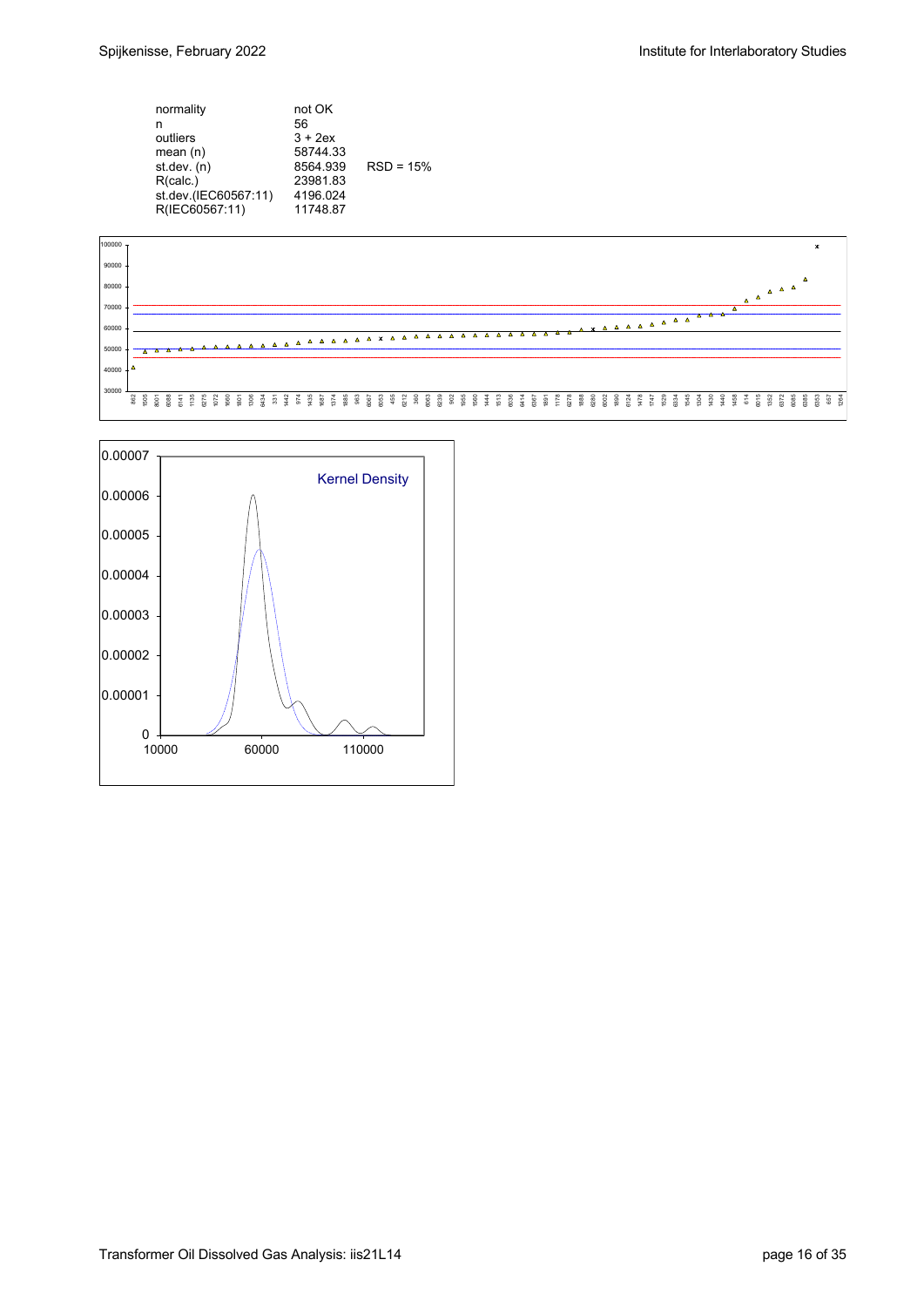| | | |
|---|---|---|
| normality | not OK | |
| n | 56 | |
| outliers | 3 + 2ex | |
| mean (n) | 58744.33 | |
| st.dev. (n) | 8564.939 | RSD = 15% |
| R(calc.) | 23981.83 | |
| st.dev.(IEC60567:11) | 4196.024 | |
| R(IEC60567:11) | 11748.87 | |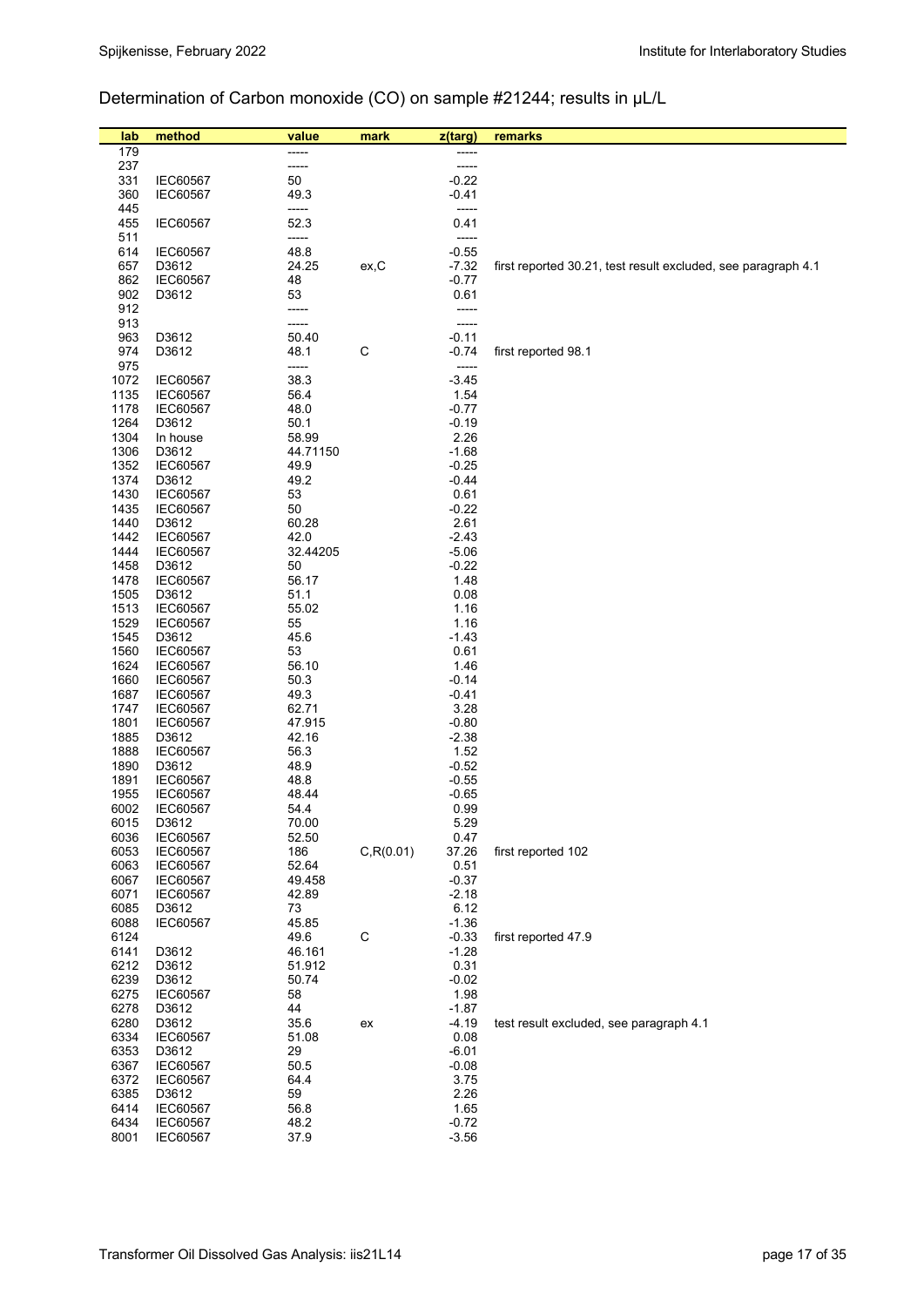## Determination of Carbon monoxide (CO) on sample #21244; results in µL/L

| lab | method | value | mark | z(targ) | remarks |
|---|---|---|---|---|---|
| 179 | | ----- | | ----- | |
| 237 | | ----- | | ----- | |
| 331 | IEC60567 | 50 | | -0.22 | |
| 360 | IEC60567 | 49.3 | | -0.41 | |
| 445 | | ----- | | ----- | |
| 455 | IEC60567 | 52.3 | | 0.41 | |
| 511 | | ----- | | ----- | |
| 614 | IEC60567 | 48.8 | | -0.55 | |
| 657 | D3612 | 24.25 | ex,C | -7.32 | first reported 30.21, test result excluded, see paragraph 4.1 |
| 862 | IEC60567 | 48 | | -0.77 | |
| 902 | D3612 | 53 | | 0.61 | |
| 912 | | ----- | | ----- | |
| 913 | | ----- | | ----- | |
| 963 | D3612 | 50.40 | | -0.11 | |
| 974 | D3612 | 48.1 | C | -0.74 | first reported 98.1 |
| 975 | | ----- | | ----- | |
| 1072 | IEC60567 | 38.3 | | -3.45 | |
| 1135 | IEC60567 | 56.4 | | 1.54 | |
| 1178 | IEC60567 | 48.0 | | -0.77 | |
| 1264 | D3612 | 50.1 | | -0.19 | |
| 1304 | In house | 58.99 | | 2.26 | |
| 1306 | D3612 | 44.71150 | | -1.68 | |
| 1352 | IEC60567 | 49.9 | | -0.25 | |
| 1374 | D3612 | 49.2 | | -0.44 | |
| 1430 | IEC60567 | 53 | | 0.61 | |
| 1435 | IEC60567 | 50 | | -0.22 | |
| 1440 | D3612 | 60.28 | | 2.61 | |
| 1442 | IEC60567 | 42.0 | | -2.43 | |
| 1444 | IEC60567 | 32.44205 | | -5.06 | |
| 1458 | D3612 | 50 | | -0.22 | |
| 1478 | IEC60567 | 56.17 | | 1.48 | |
| 1505 | D3612 | 51.1 | | 0.08 | |
| 1513 | IEC60567 | 55.02 | | 1.16 | |
| 1529 | IEC60567 | 55 | | 1.16 | |
| 1545 | D3612 | 45.6 | | -1.43 | |
| 1560 | IEC60567 | 53 | | 0.61 | |
| 1624 | IEC60567 | 56.10 | | 1.46 | |
| 1660 | IEC60567 | 50.3 | | -0.14 | |
| 1687 | IEC60567 | 49.3 | | -0.41 | |
| 1747 | IEC60567 | 62.71 | | 3.28 | |
| 1801 | IEC60567 | 47.915 | | -0.80 | |
| 1885 | D3612 | 42.16 | | -2.38 | |
| 1888 | IEC60567 | 56.3 | | 1.52 | |
| 1890 | D3612 | 48.9 | | -0.52 | |
| 1891 | IEC60567 | 48.8 | | -0.55 | |
| 1955 | IEC60567 | 48.44 | | -0.65 | |
| 6002 | IEC60567 | 54.4 | | 0.99 | |
| 6015 | D3612 | 70.00 | | 5.29 | |
| 6036 | IEC60567 | 52.50 | | 0.47 | |
| 6053 | IEC60567 | 186 | C,R(0.01) | 37.26 | first reported 102 |
| 6063 | IEC60567 | 52.64 | | 0.51 | |
| 6067 | IEC60567 | 49.458 | | -0.37 | |
| 6071 | IEC60567 | 42.89 | | -2.18 | |
| 6085 | D3612 | 73 | | 6.12 | |
| 6088 | IEC60567 | 45.85 | | -1.36 | |
| 6124 | | 49.6 | C | -0.33 | first reported 47.9 |
| 6141 | D3612 | 46.161 | | -1.28 | |
| 6212 | D3612 | 51.912 | | 0.31 | |
| 6239 | D3612 | 50.74 | | -0.02 | |
| 6275 | IEC60567 | 58 | | 1.98 | |
| 6278 | D3612 | 44 | | -1.87 | |
| 6280 | D3612 | 35.6 | ex | -4.19 | test result excluded, see paragraph 4.1 |
| 6334 | IEC60567 | 51.08 | | 0.08 | |
| 6353 | D3612 | 29 | | -6.01 | |
| 6367 | IEC60567 | 50.5 | | -0.08 | |
| 6372 | IEC60567 | 64.4 | | 3.75 | |
| 6385 | D3612 | 59 | | 2.26 | |
| 6414 | IEC60567 | 56.8 | | 1.65 | |
| 6434 | IEC60567 | 48.2 | | -0.72 | |
| 8001 | IEC60567 | 37.9 | | -3.56 | |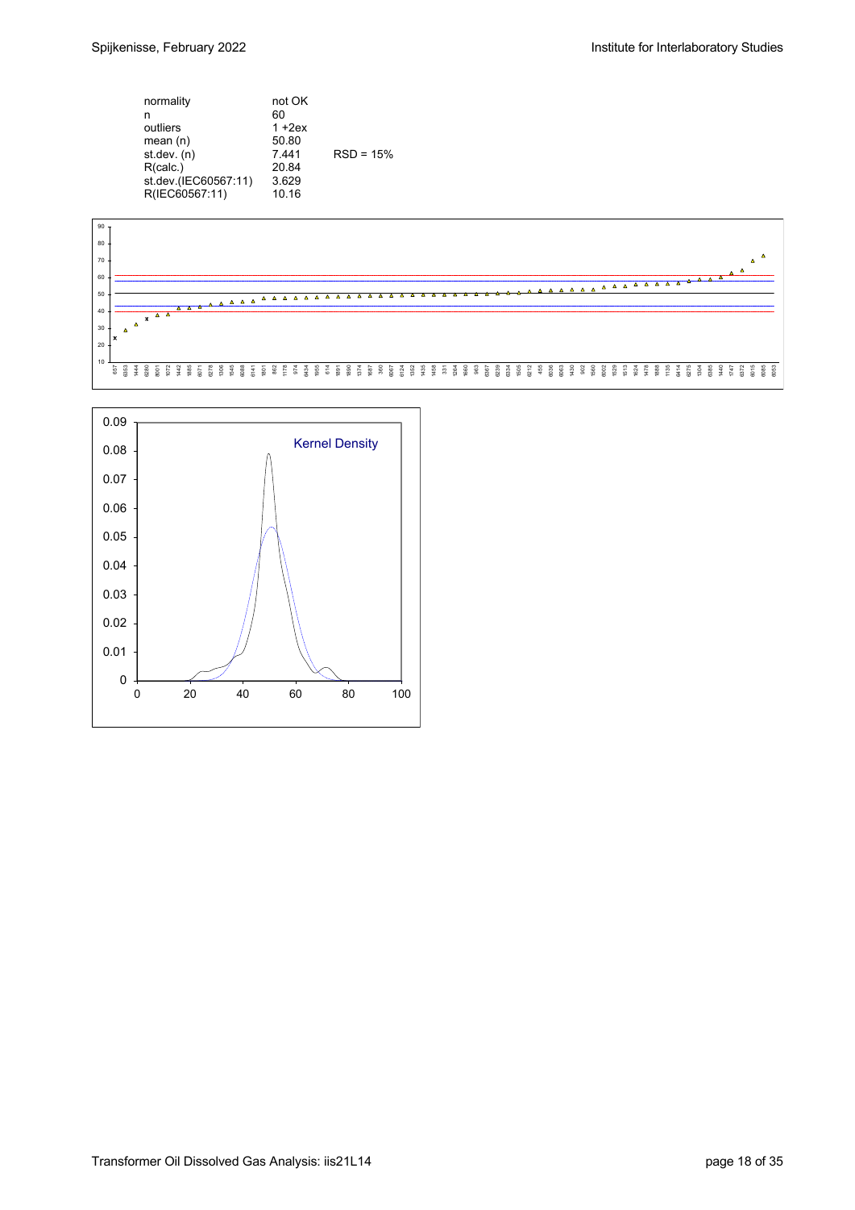| | | |
|---|---|---|
| normality | not OK | |
| n | 60 | |
| outliers | 1 +2ex | |
| mean (n) | 50.80 | |
| st.dev. (n) | 7.441 | RSD = 15% |
| R(calc.) | 20.84 | |
| st.dev.(IEC60567:11) | 3.629 | |
| R(IEC60567:11) | 10.16 | |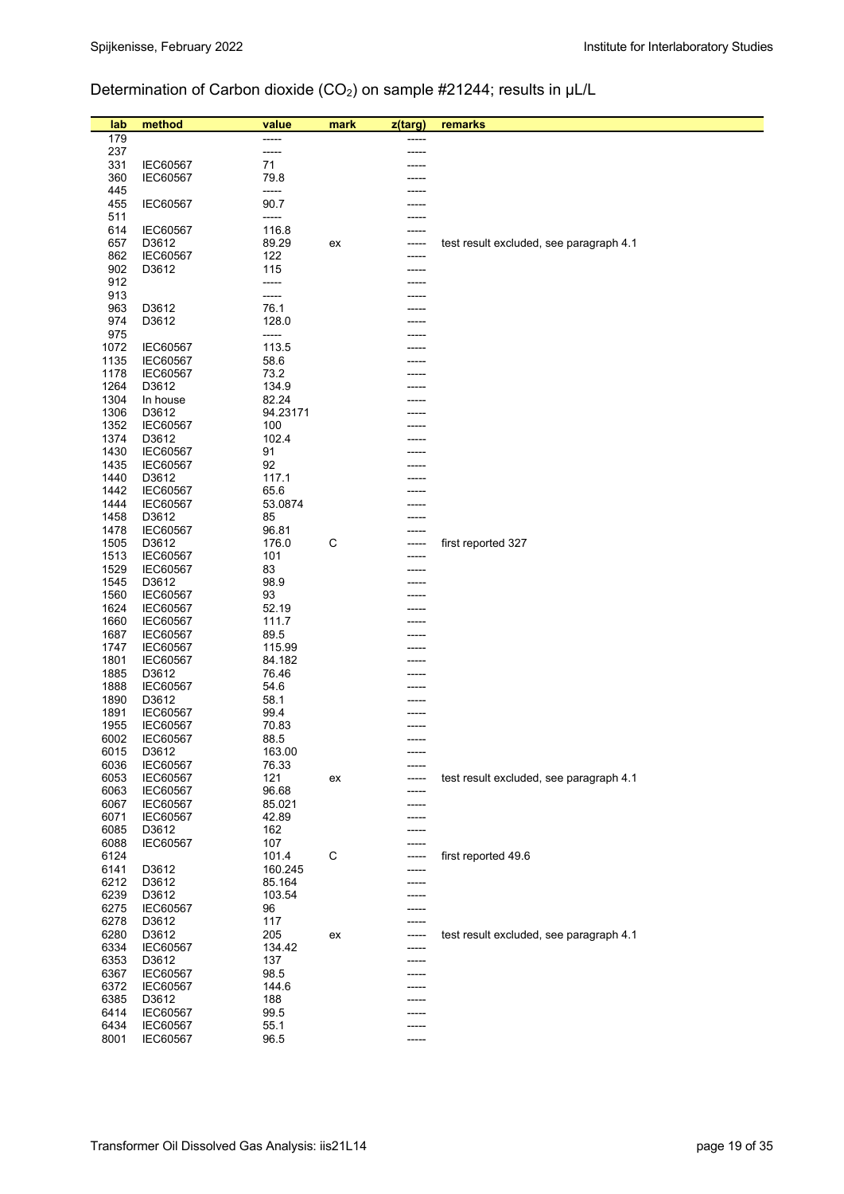Determination of Carbon dioxide ($CO_2$) on sample #21244; results in µL/L

| lab | method | value | mark | z(targ) | remarks |
|---|---|---|---|---|---|
| 179 | | ----- | | ----- | |
| 237 | | ----- | | ----- | |
| 331 | IEC60567 | 71 | | ----- | |
| 360 | IEC60567 | 79.8 | | ----- | |
| 445 | | ----- | | ----- | |
| 455 | IEC60567 | 90.7 | | ----- | |
| 511 | | ----- | | ----- | |
| 614 | IEC60567 | 116.8 | | ----- | |
| 657 | D3612 | 89.29 | ex | ----- | test result excluded, see paragraph 4.1 |
| 862 | IEC60567 | 122 | | ----- | |
| 902 | D3612 | 115 | | ----- | |
| 912 | | ----- | | ----- | |
| 913 | | ----- | | ----- | |
| 963 | D3612 | 76.1 | | ----- | |
| 974 | D3612 | 128.0 | | ----- | |
| 975 | | ----- | | ----- | |
| 1072 | IEC60567 | 113.5 | | ----- | |
| 1135 | IEC60567 | 58.6 | | ----- | |
| 1178 | IEC60567 | 73.2 | | ----- | |
| 1264 | D3612 | 134.9 | | ----- | |
| 1304 | In house | 82.24 | | ----- | |
| 1306 | D3612 | 94.23171 | | ----- | |
| 1352 | IEC60567 | 100 | | ----- | |
| 1374 | D3612 | 102.4 | | ----- | |
| 1430 | IEC60567 | 91 | | ----- | |
| 1435 | IEC60567 | 92 | | ----- | |
| 1440 | D3612 | 117.1 | | ----- | |
| 1442 | IEC60567 | 65.6 | | ----- | |
| 1444 | IEC60567 | 53.0874 | | ----- | |
| 1458 | D3612 | 85 | | ----- | |
| 1478 | IEC60567 | 96.81 | | ----- | |
| 1505 | D3612 | 176.0 | C | ----- | first reported 327 |
| 1513 | IEC60567 | 101 | | ----- | |
| 1529 | IEC60567 | 83 | | ----- | |
| 1545 | D3612 | 98.9 | | ----- | |
| 1560 | IEC60567 | 93 | | ----- | |
| 1624 | IEC60567 | 52.19 | | ----- | |
| 1660 | IEC60567 | 111.7 | | ----- | |
| 1687 | IEC60567 | 89.5 | | ----- | |
| 1747 | IEC60567 | 115.99 | | ----- | |
| 1801 | IEC60567 | 84.182 | | ----- | |
| 1885 | D3612 | 76.46 | | ----- | |
| 1888 | IEC60567 | 54.6 | | ----- | |
| 1890 | D3612 | 58.1 | | ----- | |
| 1891 | IEC60567 | 99.4 | | ----- | |
| 1955 | IEC60567 | 70.83 | | ----- | |
| 6002 | IEC60567 | 88.5 | | ----- | |
| 6015 | D3612 | 163.00 | | ----- | |
| 6036 | IEC60567 | 76.33 | | ----- | |
| 6053 | IEC60567 | 121 | ex | ----- | test result excluded, see paragraph 4.1 |
| 6063 | IEC60567 | 96.68 | | ----- | |
| 6067 | IEC60567 | 85.021 | | ----- | |
| 6071 | IEC60567 | 42.89 | | ----- | |
| 6085 | D3612 | 162 | | ----- | |
| 6088 | IEC60567 | 107 | | ----- | |
| 6124 | | 101.4 | C | ----- | first reported 49.6 |
| 6141 | D3612 | 160.245 | | ----- | |
| 6212 | D3612 | 85.164 | | ----- | |
| 6239 | D3612 | 103.54 | | ----- | |
| 6275 | IEC60567 | 96 | | ----- | |
| 6278 | D3612 | 117 | | ----- | |
| 6280 | D3612 | 205 | ex | ----- | test result excluded, see paragraph 4.1 |
| 6334 | IEC60567 | 134.42 | | ----- | |
| 6353 | D3612 | 137 | | ----- | |
| 6367 | IEC60567 | 98.5 | | ----- | |
| 6372 | IEC60567 | 144.6 | | ----- | |
| 6385 | D3612 | 188 | | ----- | |
| 6414 | IEC60567 | 99.5 | | ----- | |
| 6434 | IEC60567 | 55.1 | | ----- | |
| 8001 | IEC60567 | 96.5 | | ----- | |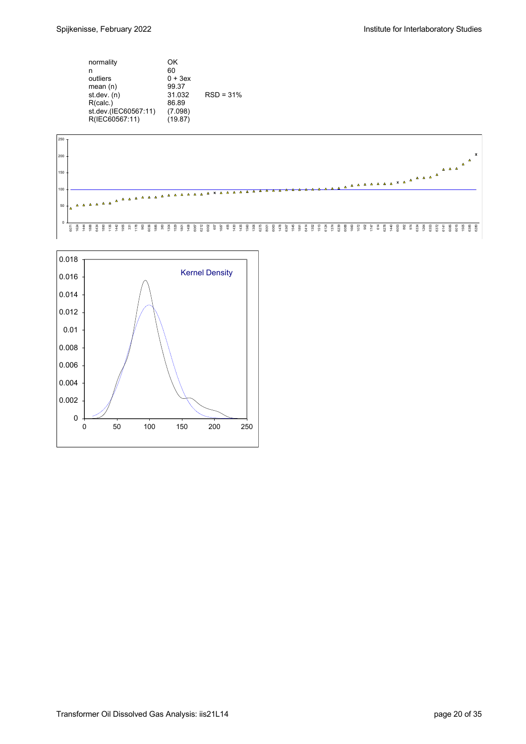| | | |
|---|---|---|
| normality | OK | |
| n | 60 | |
| outliers | 0 + 3ex | |
| mean (n) | 99.37 | |
| st.dev. (n) | 31.032 | RSD = 31% |
| R(calc.) | 86.89 | |
| st.dev.(IEC60567:11) | (7.098) | |
| R(IEC60567:11) | (19.87) | |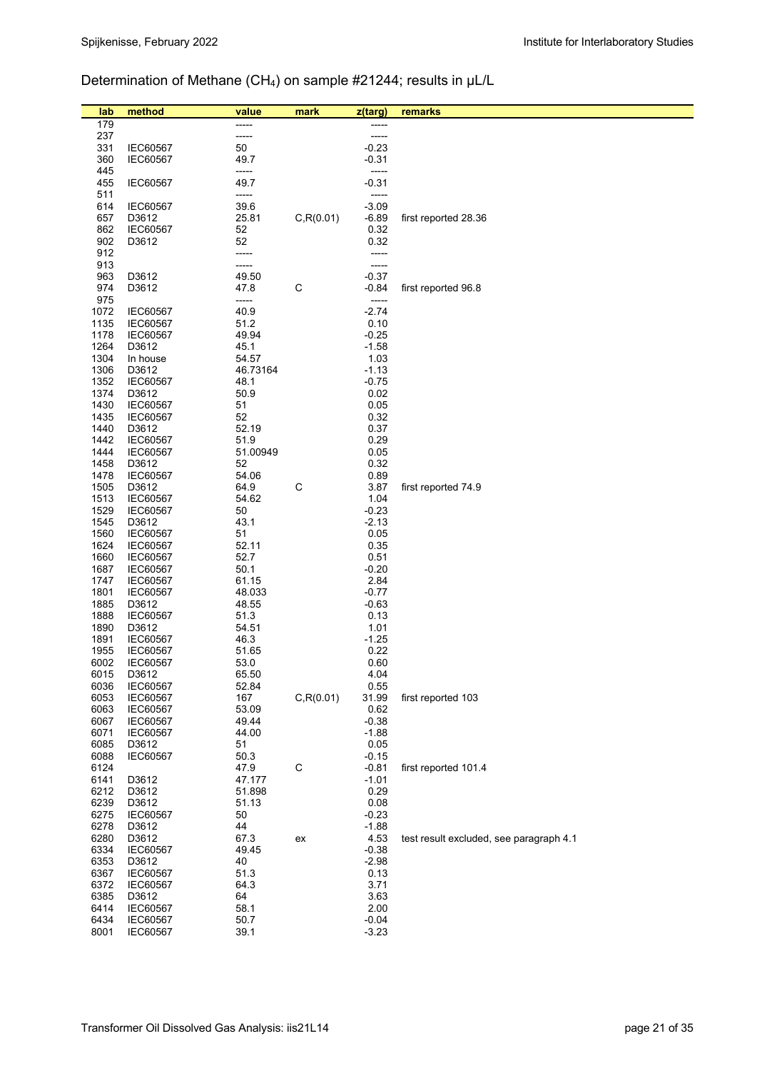Determination of Methane ($CH_4$) on sample #21244; results in µL/L

| lab | method | value | mark | z(targ) | remarks |
|---|---|---|---|---|---|
| 179 | | ----- | | ----- | |
| 237 | | ----- | | ----- | |
| 331 | IEC60567 | 50 | | -0.23 | |
| 360 | IEC60567 | 49.7 | | -0.31 | |
| 445 | | ----- | | ----- | |
| 455 | IEC60567 | 49.7 | | -0.31 | |
| 511 | | ----- | | ----- | |
| 614 | IEC60567 | 39.6 | | -3.09 | |
| 657 | D3612 | 25.81 | C,R(0.01) | -6.89 | first reported 28.36 |
| 862 | IEC60567 | 52 | | 0.32 | |
| 902 | D3612 | 52 | | 0.32 | |
| 912 | | ----- | | ----- | |
| 913 | | ----- | | ----- | |
| 963 | D3612 | 49.50 | | -0.37 | |
| 974 | D3612 | 47.8 | C | -0.84 | first reported 96.8 |
| 975 | | ----- | | ----- | |
| 1072 | IEC60567 | 40.9 | | -2.74 | |
| 1135 | IEC60567 | 51.2 | | 0.10 | |
| 1178 | IEC60567 | 49.94 | | -0.25 | |
| 1264 | D3612 | 45.1 | | -1.58 | |
| 1304 | In house | 54.57 | | 1.03 | |
| 1306 | D3612 | 46.73164 | | -1.13 | |
| 1352 | IEC60567 | 48.1 | | -0.75 | |
| 1374 | D3612 | 50.9 | | 0.02 | |
| 1430 | IEC60567 | 51 | | 0.05 | |
| 1435 | IEC60567 | 52 | | 0.32 | |
| 1440 | D3612 | 52.19 | | 0.37 | |
| 1442 | IEC60567 | 51.9 | | 0.29 | |
| 1444 | IEC60567 | 51.00949 | | 0.05 | |
| 1458 | D3612 | 52 | | 0.32 | |
| 1478 | IEC60567 | 54.06 | | 0.89 | |
| 1505 | D3612 | 64.9 | C | 3.87 | first reported 74.9 |
| 1513 | IEC60567 | 54.62 | | 1.04 | |
| 1529 | IEC60567 | 50 | | -0.23 | |
| 1545 | D3612 | 43.1 | | -2.13 | |
| 1560 | IEC60567 | 51 | | 0.05 | |
| 1624 | IEC60567 | 52.11 | | 0.35 | |
| 1660 | IEC60567 | 52.7 | | 0.51 | |
| 1687 | IEC60567 | 50.1 | | -0.20 | |
| 1747 | IEC60567 | 61.15 | | 2.84 | |
| 1801 | IEC60567 | 48.033 | | -0.77 | |
| 1885 | D3612 | 48.55 | | -0.63 | |
| 1888 | IEC60567 | 51.3 | | 0.13 | |
| 1890 | D3612 | 54.51 | | 1.01 | |
| 1891 | IEC60567 | 46.3 | | -1.25 | |
| 1955 | IEC60567 | 51.65 | | 0.22 | |
| 6002 | IEC60567 | 53.0 | | 0.60 | |
| 6015 | D3612 | 65.50 | | 4.04 | |
| 6036 | IEC60567 | 52.84 | | 0.55 | |
| 6053 | IEC60567 | 167 | C,R(0.01) | 31.99 | first reported 103 |
| 6063 | IEC60567 | 53.09 | | 0.62 | |
| 6067 | IEC60567 | 49.44 | | -0.38 | |
| 6071 | IEC60567 | 44.00 | | -1.88 | |
| 6085 | D3612 | 51 | | 0.05 | |
| 6088 | IEC60567 | 50.3 | | -0.15 | |
| 6124 | | 47.9 | C | -0.81 | first reported 101.4 |
| 6141 | D3612 | 47.177 | | -1.01 | |
| 6212 | D3612 | 51.898 | | 0.29 | |
| 6239 | D3612 | 51.13 | | 0.08 | |
| 6275 | IEC60567 | 50 | | -0.23 | |
| 6278 | D3612 | 44 | | -1.88 | |
| 6280 | D3612 | 67.3 | ex | 4.53 | test result excluded, see paragraph 4.1 |
| 6334 | IEC60567 | 49.45 | | -0.38 | |
| 6353 | D3612 | 40 | | -2.98 | |
| 6367 | IEC60567 | 51.3 | | 0.13 | |
| 6372 | IEC60567 | 64.3 | | 3.71 | |
| 6385 | D3612 | 64 | | 3.63 | |
| 6414 | IEC60567 | 58.1 | | 2.00 | |
| 6434 | IEC60567 | 50.7 | | -0.04 | |
| 8001 | IEC60567 | 39.1 | | -3.23 | |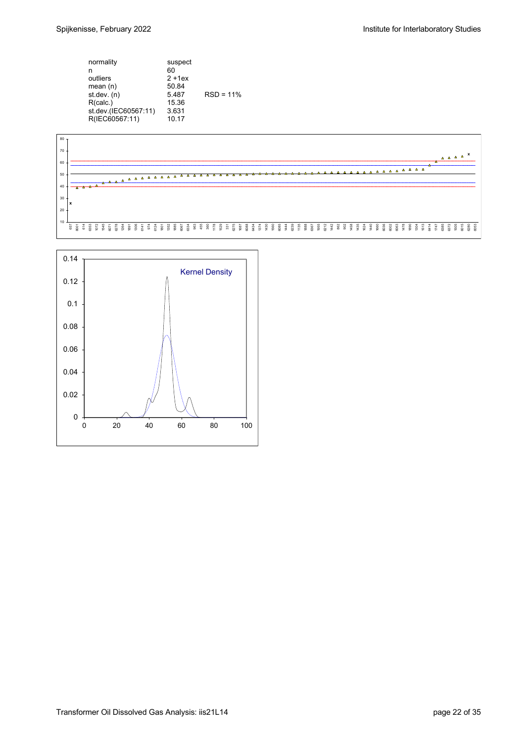| | | |
|---|---|---|
| normality | suspect | |
| n | 60 | |
| outliers | 2 +1ex | |
| mean (n) | 50.84 | |
| st.dev. (n) | 5.487 | RSD = 11% |
| R(calc.) | 15.36 | |
| st.dev.(IEC60567:11) | 3.631 | |
| R(IEC60567:11) | 10.17 | |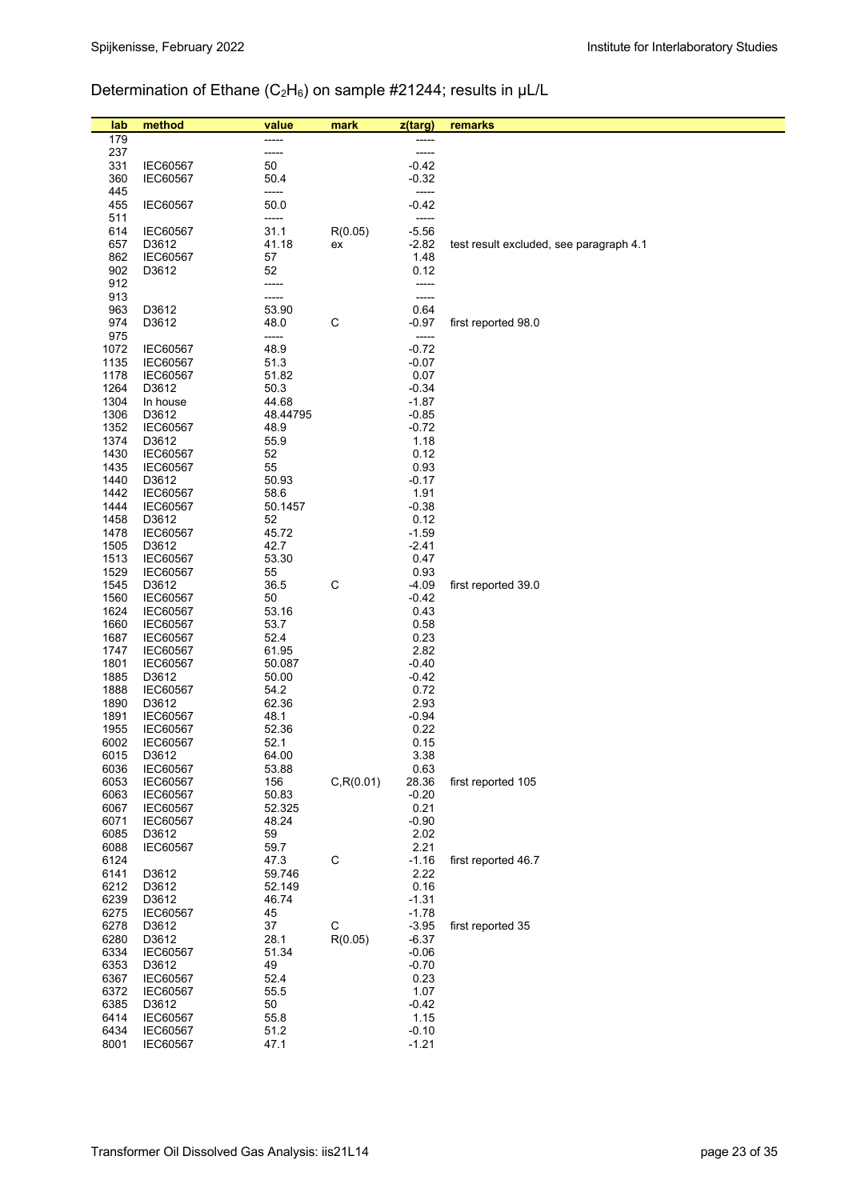Determination of Ethane ($C_2H_6$) on sample #21244; results in µL/L

| lab | method | value | mark | z(targ) | remarks |
|---|---|---|---|---|---|
| 179 | | ----- | | ----- | |
| 237 | | ----- | | ----- | |
| 331 | IEC60567 | 50 | | -0.42 | |
| 360 | IEC60567 | 50.4 | | -0.32 | |
| 445 | | ----- | | ----- | |
| 455 | IEC60567 | 50.0 | | -0.42 | |
| 511 | | ----- | | ----- | |
| 614 | IEC60567 | 31.1 | R(0.05) | -5.56 | |
| 657 | D3612 | 41.18 | ex | -2.82 | test result excluded, see paragraph 4.1 |
| 862 | IEC60567 | 57 | | 1.48 | |
| 902 | D3612 | 52 | | 0.12 | |
| 912 | | ----- | | ----- | |
| 913 | | ----- | | ----- | |
| 963 | D3612 | 53.90 | | 0.64 | |
| 974 | D3612 | 48.0 | C | -0.97 | first reported 98.0 |
| 975 | | ----- | | ----- | |
| 1072 | IEC60567 | 48.9 | | -0.72 | |
| 1135 | IEC60567 | 51.3 | | -0.07 | |
| 1178 | IEC60567 | 51.82 | | 0.07 | |
| 1264 | D3612 | 50.3 | | -0.34 | |
| 1304 | In house | 44.68 | | -1.87 | |
| 1306 | D3612 | 48.44795 | | -0.85 | |
| 1352 | IEC60567 | 48.9 | | -0.72 | |
| 1374 | D3612 | 55.9 | | 1.18 | |
| 1430 | IEC60567 | 52 | | 0.12 | |
| 1435 | IEC60567 | 55 | | 0.93 | |
| 1440 | D3612 | 50.93 | | -0.17 | |
| 1442 | IEC60567 | 58.6 | | 1.91 | |
| 1444 | IEC60567 | 50.1457 | | -0.38 | |
| 1458 | D3612 | 52 | | 0.12 | |
| 1478 | IEC60567 | 45.72 | | -1.59 | |
| 1505 | D3612 | 42.7 | | -2.41 | |
| 1513 | IEC60567 | 53.30 | | 0.47 | |
| 1529 | IEC60567 | 55 | | 0.93 | |
| 1545 | D3612 | 36.5 | C | -4.09 | first reported 39.0 |
| 1560 | IEC60567 | 50 | | -0.42 | |
| 1624 | IEC60567 | 53.16 | | 0.43 | |
| 1660 | IEC60567 | 53.7 | | 0.58 | |
| 1687 | IEC60567 | 52.4 | | 0.23 | |
| 1747 | IEC60567 | 61.95 | | 2.82 | |
| 1801 | IEC60567 | 50.087 | | -0.40 | |
| 1885 | D3612 | 50.00 | | -0.42 | |
| 1888 | IEC60567 | 54.2 | | 0.72 | |
| 1890 | D3612 | 62.36 | | 2.93 | |
| 1891 | IEC60567 | 48.1 | | -0.94 | |
| 1955 | IEC60567 | 52.36 | | 0.22 | |
| 6002 | IEC60567 | 52.1 | | 0.15 | |
| 6015 | D3612 | 64.00 | | 3.38 | |
| 6036 | IEC60567 | 53.88 | | 0.63 | |
| 6053 | IEC60567 | 156 | C,R(0.01) | 28.36 | first reported 105 |
| 6063 | IEC60567 | 50.83 | | -0.20 | |
| 6067 | IEC60567 | 52.325 | | 0.21 | |
| 6071 | IEC60567 | 48.24 | | -0.90 | |
| 6085 | D3612 | 59 | | 2.02 | |
| 6088 | IEC60567 | 59.7 | | 2.21 | |
| 6124 | | 47.3 | C | -1.16 | first reported 46.7 |
| 6141 | D3612 | 59.746 | | 2.22 | |
| 6212 | D3612 | 52.149 | | 0.16 | |
| 6239 | D3612 | 46.74 | | -1.31 | |
| 6275 | IEC60567 | 45 | | -1.78 | |
| 6278 | D3612 | 37 | C | -3.95 | first reported 35 |
| 6280 | D3612 | 28.1 | R(0.05) | -6.37 | |
| 6334 | IEC60567 | 51.34 | | -0.06 | |
| 6353 | D3612 | 49 | | -0.70 | |
| 6367 | IEC60567 | 52.4 | | 0.23 | |
| 6372 | IEC60567 | 55.5 | | 1.07 | |
| 6385 | D3612 | 50 | | -0.42 | |
| 6414 | IEC60567 | 55.8 | | 1.15 | |
| 6434 | IEC60567 | 51.2 | | -0.10 | |
| 8001 | IEC60567 | 47.1 | | -1.21 | |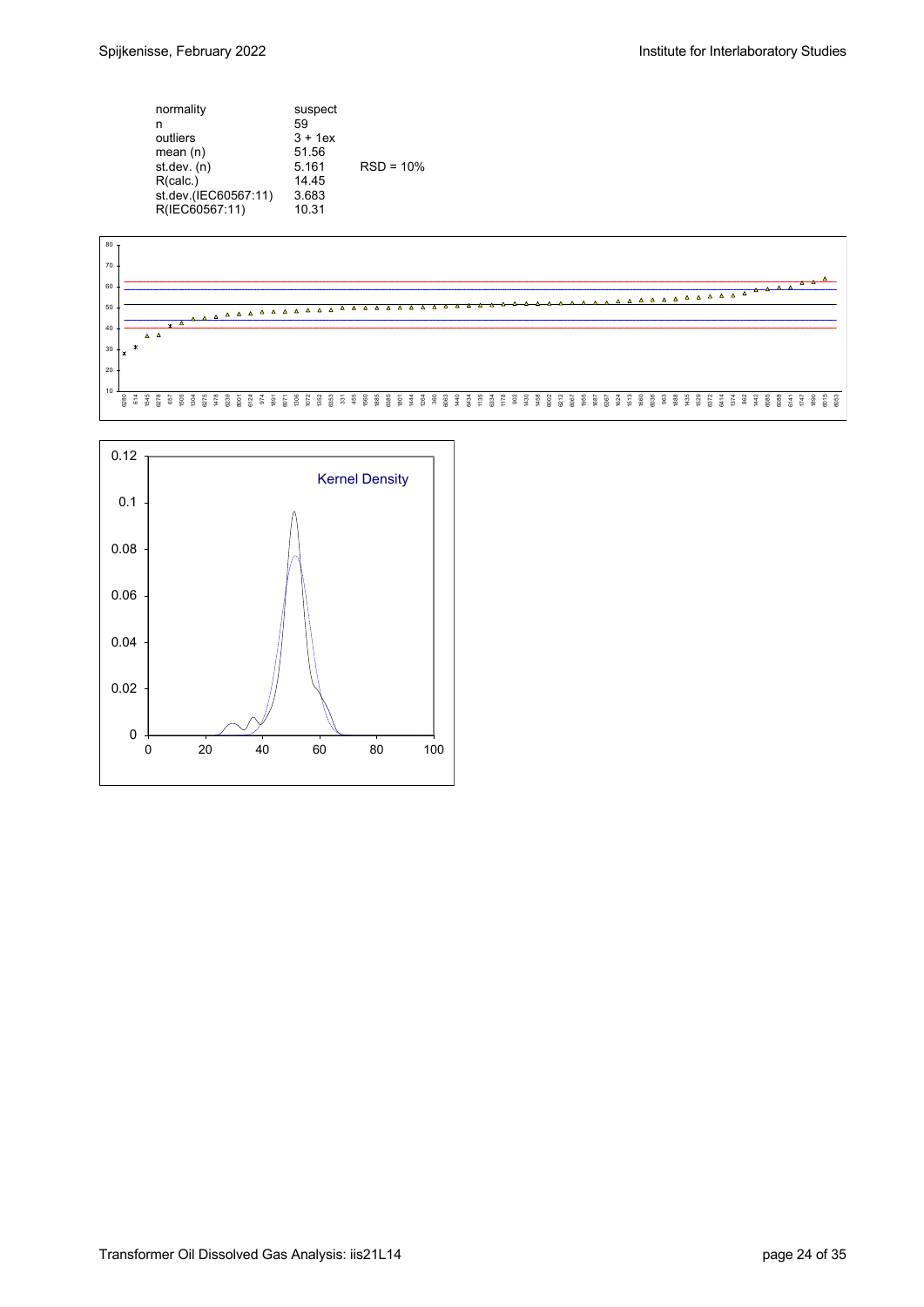| | | |
|---|---|---|
| normality | suspect | |
| n | 59 | |
| outliers | 3 + 1ex | |
| mean (n) | 51.56 | |
| st.dev. (n) | 5.161 | RSD = 10% |
| R(calc.) | 14.45 | |
| st.dev.(IEC60567:11) | 3.683 | |
| R(IEC60567:11) | 10.31 | |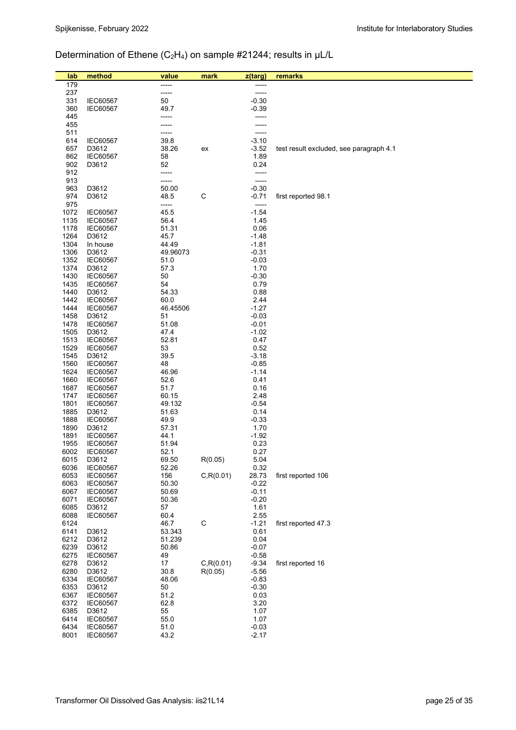Determination of Ethene ($C_2H_4$) on sample #21244; results in µL/L

| lab | method | value | mark | z(targ) | remarks |
|---|---|---|---|---|---|
| 179 | | ----- | | ----- | |
| 237 | | ----- | | ----- | |
| 331 | IEC60567 | 50 | | -0.30 | |
| 360 | IEC60567 | 49.7 | | -0.39 | |
| 445 | | ----- | | ----- | |
| 455 | | ----- | | ----- | |
| 511 | | ----- | | ----- | |
| 614 | IEC60567 | 39.8 | | -3.10 | |
| 657 | D3612 | 38.26 | ex | -3.52 | test result excluded, see paragraph 4.1 |
| 862 | IEC60567 | 58 | | 1.89 | |
| 902 | D3612 | 52 | | 0.24 | |
| 912 | | ----- | | ----- | |
| 913 | | ----- | | ----- | |
| 963 | D3612 | 50.00 | | -0.30 | |
| 974 | D3612 | 48.5 | C | -0.71 | first reported 98.1 |
| 975 | | ----- | | ----- | |
| 1072 | IEC60567 | 45.5 | | -1.54 | |
| 1135 | IEC60567 | 56.4 | | 1.45 | |
| 1178 | IEC60567 | 51.31 | | 0.06 | |
| 1264 | D3612 | 45.7 | | -1.48 | |
| 1304 | In house | 44.49 | | -1.81 | |
| 1306 | D3612 | 49.96073 | | -0.31 | |
| 1352 | IEC60567 | 51.0 | | -0.03 | |
| 1374 | D3612 | 57.3 | | 1.70 | |
| 1430 | IEC60567 | 50 | | -0.30 | |
| 1435 | IEC60567 | 54 | | 0.79 | |
| 1440 | D3612 | 54.33 | | 0.88 | |
| 1442 | IEC60567 | 60.0 | | 2.44 | |
| 1444 | IEC60567 | 46.45506 | | -1.27 | |
| 1458 | D3612 | 51 | | -0.03 | |
| 1478 | IEC60567 | 51.08 | | -0.01 | |
| 1505 | D3612 | 47.4 | | -1.02 | |
| 1513 | IEC60567 | 52.81 | | 0.47 | |
| 1529 | IEC60567 | 53 | | 0.52 | |
| 1545 | D3612 | 39.5 | | -3.18 | |
| 1560 | IEC60567 | 48 | | -0.85 | |
| 1624 | IEC60567 | 46.96 | | -1.14 | |
| 1660 | IEC60567 | 52.6 | | 0.41 | |
| 1687 | IEC60567 | 51.7 | | 0.16 | |
| 1747 | IEC60567 | 60.15 | | 2.48 | |
| 1801 | IEC60567 | 49.132 | | -0.54 | |
| 1885 | D3612 | 51.63 | | 0.14 | |
| 1888 | IEC60567 | 49.9 | | -0.33 | |
| 1890 | D3612 | 57.31 | | 1.70 | |
| 1891 | IEC60567 | 44.1 | | -1.92 | |
| 1955 | IEC60567 | 51.94 | | 0.23 | |
| 6002 | IEC60567 | 52.1 | | 0.27 | |
| 6015 | D3612 | 69.50 | R(0.05) | 5.04 | |
| 6036 | IEC60567 | 52.26 | | 0.32 | |
| 6053 | IEC60567 | 156 | C,R(0.01) | 28.73 | first reported 106 |
| 6063 | IEC60567 | 50.30 | | -0.22 | |
| 6067 | IEC60567 | 50.69 | | -0.11 | |
| 6071 | IEC60567 | 50.36 | | -0.20 | |
| 6085 | D3612 | 57 | | 1.61 | |
| 6088 | IEC60567 | 60.4 | | 2.55 | |
| 6124 | | 46.7 | C | -1.21 | first reported 47.3 |
| 6141 | D3612 | 53.343 | | 0.61 | |
| 6212 | D3612 | 51.239 | | 0.04 | |
| 6239 | D3612 | 50.86 | | -0.07 | |
| 6275 | IEC60567 | 49 | | -0.58 | |
| 6278 | D3612 | 17 | C,R(0.01) | -9.34 | first reported 16 |
| 6280 | D3612 | 30.8 | R(0.05) | -5.56 | |
| 6334 | IEC60567 | 48.06 | | -0.83 | |
| 6353 | D3612 | 50 | | -0.30 | |
| 6367 | IEC60567 | 51.2 | | 0.03 | |
| 6372 | IEC60567 | 62.8 | | 3.20 | |
| 6385 | D3612 | 55 | | 1.07 | |
| 6414 | IEC60567 | 55.0 | | 1.07 | |
| 6434 | IEC60567 | 51.0 | | -0.03 | |
| 8001 | IEC60567 | 43.2 | | -2.17 | |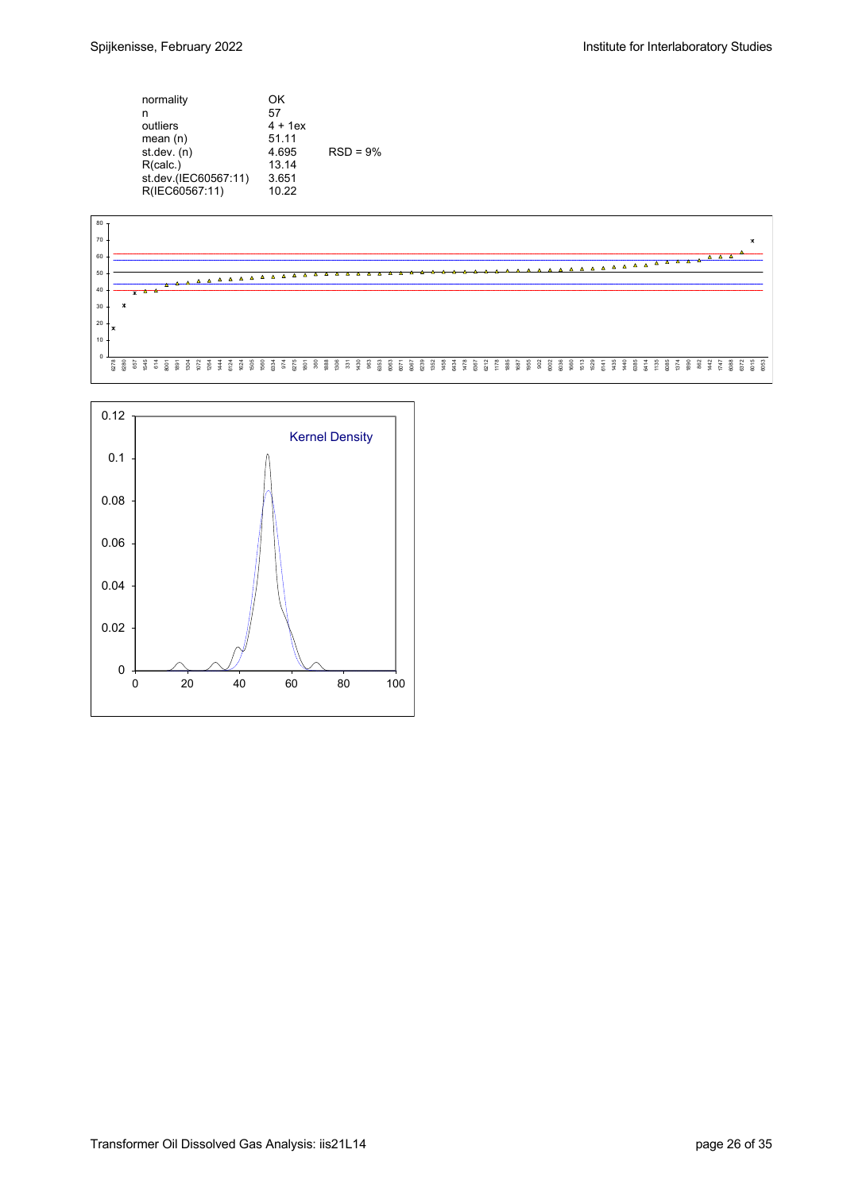| | | |
|---|---|---|
| normality | OK | |
| n | 57 | |
| outliers | 4 + 1ex | |
| mean (n) | 51.11 | |
| st.dev. (n) | 4.695 | RSD = 9% |
| R(calc.) | 13.14 | |
| st.dev.(IEC60567:11) | 3.651 | |
| R(IEC60567:11) | 10.22 | |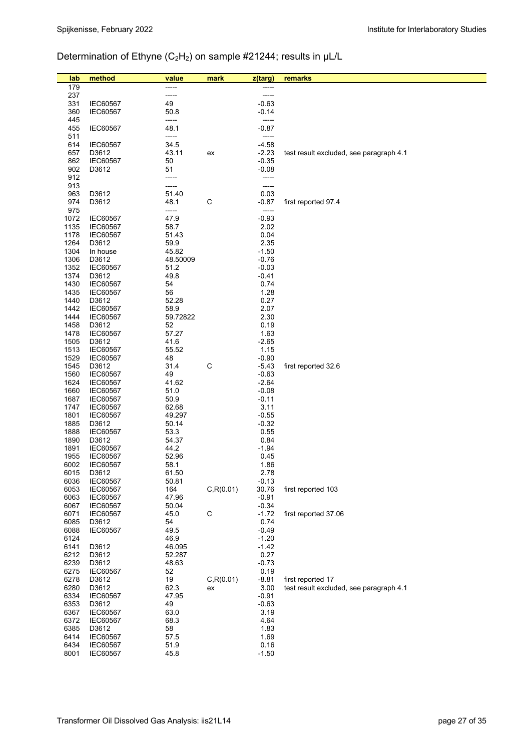Determination of Ethyne ($C_2H_2$) on sample #21244; results in µL/L

| lab | method | value | mark | z(targ) | remarks |
|---|---|---|---|---|---|
| 179 | | ----- | | ----- | |
| 237 | | ----- | | ----- | |
| 331 | IEC60567 | 49 | | -0.63 | |
| 360 | IEC60567 | 50.8 | | -0.14 | |
| 445 | | ----- | | ----- | |
| 455 | IEC60567 | 48.1 | | -0.87 | |
| 511 | | ----- | | ----- | |
| 614 | IEC60567 | 34.5 | | -4.58 | |
| 657 | D3612 | 43.11 | ex | -2.23 | test result excluded, see paragraph 4.1 |
| 862 | IEC60567 | 50 | | -0.35 | |
| 902 | D3612 | 51 | | -0.08 | |
| 912 | | ----- | | ----- | |
| 913 | | ----- | | ----- | |
| 963 | D3612 | 51.40 | | 0.03 | |
| 974 | D3612 | 48.1 | C | -0.87 | first reported 97.4 |
| 975 | | ----- | | ----- | |
| 1072 | IEC60567 | 47.9 | | -0.93 | |
| 1135 | IEC60567 | 58.7 | | 2.02 | |
| 1178 | IEC60567 | 51.43 | | 0.04 | |
| 1264 | D3612 | 59.9 | | 2.35 | |
| 1304 | In house | 45.82 | | -1.50 | |
| 1306 | D3612 | 48.50009 | | -0.76 | |
| 1352 | IEC60567 | 51.2 | | -0.03 | |
| 1374 | D3612 | 49.8 | | -0.41 | |
| 1430 | IEC60567 | 54 | | 0.74 | |
| 1435 | IEC60567 | 56 | | 1.28 | |
| 1440 | D3612 | 52.28 | | 0.27 | |
| 1442 | IEC60567 | 58.9 | | 2.07 | |
| 1444 | IEC60567 | 59.72822 | | 2.30 | |
| 1458 | D3612 | 52 | | 0.19 | |
| 1478 | IEC60567 | 57.27 | | 1.63 | |
| 1505 | D3612 | 41.6 | | -2.65 | |
| 1513 | IEC60567 | 55.52 | | 1.15 | |
| 1529 | IEC60567 | 48 | | -0.90 | |
| 1545 | D3612 | 31.4 | C | -5.43 | first reported 32.6 |
| 1560 | IEC60567 | 49 | | -0.63 | |
| 1624 | IEC60567 | 41.62 | | -2.64 | |
| 1660 | IEC60567 | 51.0 | | -0.08 | |
| 1687 | IEC60567 | 50.9 | | -0.11 | |
| 1747 | IEC60567 | 62.68 | | 3.11 | |
| 1801 | IEC60567 | 49.297 | | -0.55 | |
| 1885 | D3612 | 50.14 | | -0.32 | |
| 1888 | IEC60567 | 53.3 | | 0.55 | |
| 1890 | D3612 | 54.37 | | 0.84 | |
| 1891 | IEC60567 | 44.2 | | -1.94 | |
| 1955 | IEC60567 | 52.96 | | 0.45 | |
| 6002 | IEC60567 | 58.1 | | 1.86 | |
| 6015 | D3612 | 61.50 | | 2.78 | |
| 6036 | IEC60567 | 50.81 | | -0.13 | |
| 6053 | IEC60567 | 164 | C,R(0.01) | 30.76 | first reported 103 |
| 6063 | IEC60567 | 47.96 | | -0.91 | |
| 6067 | IEC60567 | 50.04 | | -0.34 | |
| 6071 | IEC60567 | 45.0 | C | -1.72 | first reported 37.06 |
| 6085 | D3612 | 54 | | 0.74 | |
| 6088 | IEC60567 | 49.5 | | -0.49 | |
| 6124 | | 46.9 | | -1.20 | |
| 6141 | D3612 | 46.095 | | -1.42 | |
| 6212 | D3612 | 52.287 | | 0.27 | |
| 6239 | D3612 | 48.63 | | -0.73 | |
| 6275 | IEC60567 | 52 | | 0.19 | |
| 6278 | D3612 | 19 | C,R(0.01) | -8.81 | first reported 17 |
| 6280 | D3612 | 62.3 | ex | 3.00 | test result excluded, see paragraph 4.1 |
| 6334 | IEC60567 | 47.95 | | -0.91 | |
| 6353 | D3612 | 49 | | -0.63 | |
| 6367 | IEC60567 | 63.0 | | 3.19 | |
| 6372 | IEC60567 | 68.3 | | 4.64 | |
| 6385 | D3612 | 58 | | 1.83 | |
| 6414 | IEC60567 | 57.5 | | 1.69 | |
| 6434 | IEC60567 | 51.9 | | 0.16 | |
| 8001 | IEC60567 | 45.8 | | -1.50 | |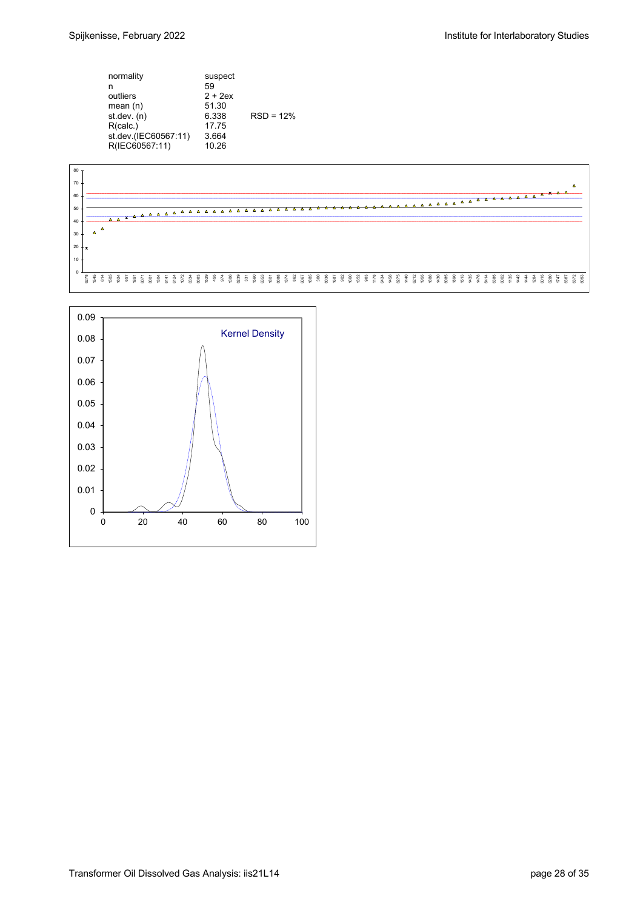| | | |
|---|---|---|
| normality | suspect | |
| n | 59 | |
| outliers | 2 + 2ex | |
| mean (n) | 51.30 | |
| st.dev. (n) | 6.338 | RSD = 12% |
| R(calc.) | 17.75 | |
| st.dev.(IEC60567:11) | 3.664 | |
| R(IEC60567:11) | 10.26 | |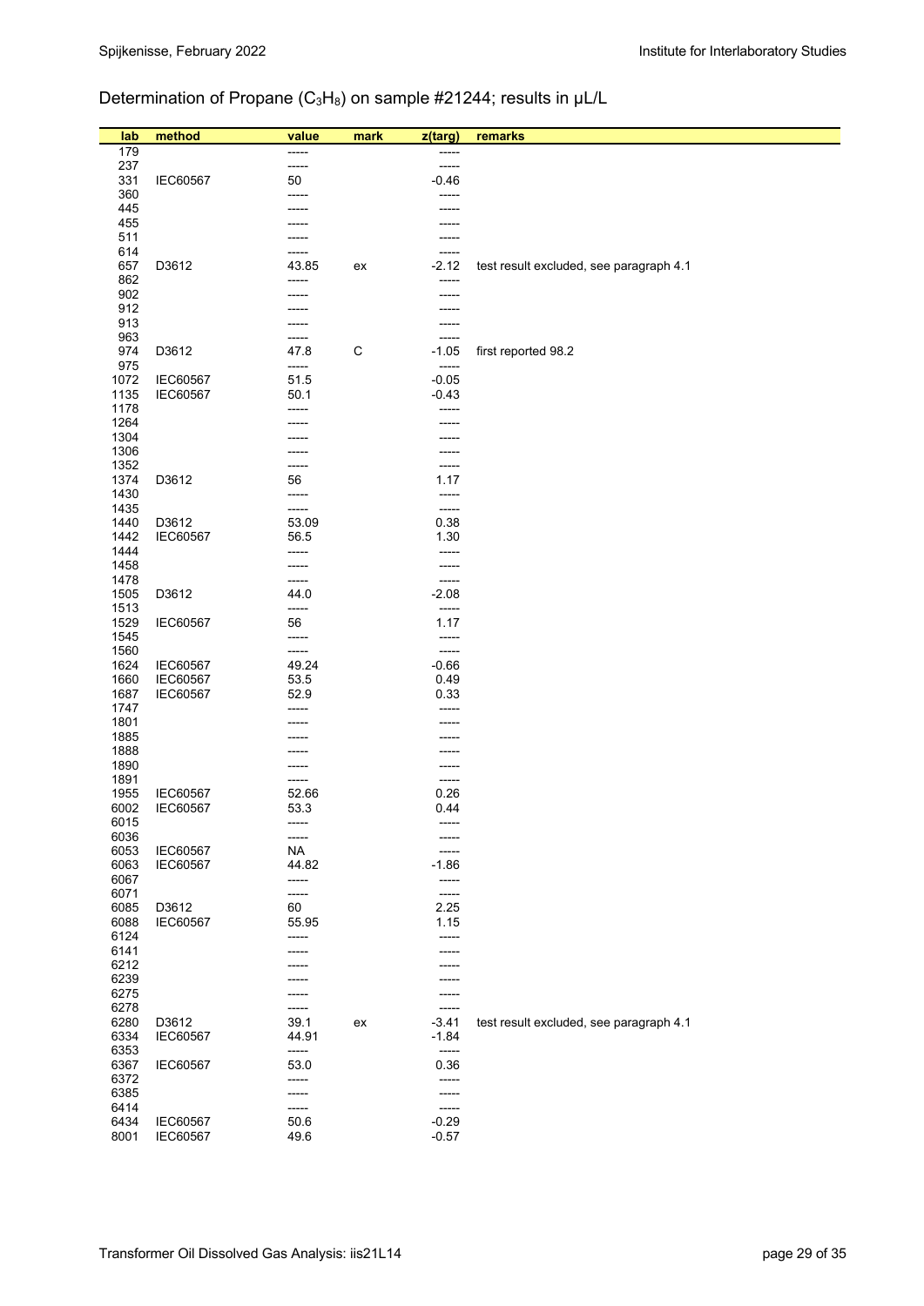Determination of Propane ($C_3H_8$) on sample #21244; results in µL/L

| lab | method | value | mark | z(targ) | remarks |
|---|---|---|---|---|---|
| 179 | | ----- | | ----- | |
| 237 | | ----- | | ----- | |
| 331 | IEC60567 | 50 | | -0.46 | |
| 360 | | ----- | | ----- | |
| 445 | | ----- | | ----- | |
| 455 | | ----- | | ----- | |
| 511 | | ----- | | ----- | |
| 614 | | ----- | | ----- | |
| 657 | D3612 | 43.85 | ex | -2.12 | test result excluded, see paragraph 4.1 |
| 862 | | ----- | | ----- | |
| 902 | | ----- | | ----- | |
| 912 | | ----- | | ----- | |
| 913 | | ----- | | ----- | |
| 963 | | ----- | | ----- | |
| 974 | D3612 | 47.8 | C | -1.05 | first reported 98.2 |
| 975 | | ----- | | ----- | |
| 1072 | IEC60567 | 51.5 | | -0.05 | |
| 1135 | IEC60567 | 50.1 | | -0.43 | |
| 1178 | | ----- | | ----- | |
| 1264 | | ----- | | ----- | |
| 1304 | | ----- | | ----- | |
| 1306 | | ----- | | ----- | |
| 1352 | | ----- | | ----- | |
| 1374 | D3612 | 56 | | 1.17 | |
| 1430 | | ----- | | ----- | |
| 1435 | | ----- | | ----- | |
| 1440 | D3612 | 53.09 | | 0.38 | |
| 1442 | IEC60567 | 56.5 | | 1.30 | |
| 1444 | | ----- | | ----- | |
| 1458 | | ----- | | ----- | |
| 1478 | | ----- | | ----- | |
| 1505 | D3612 | 44.0 | | -2.08 | |
| 1513 | | ----- | | ----- | |
| 1529 | IEC60567 | 56 | | 1.17 | |
| 1545 | | ----- | | ----- | |
| 1560 | | ----- | | ----- | |
| 1624 | IEC60567 | 49.24 | | -0.66 | |
| 1660 | IEC60567 | 53.5 | | 0.49 | |
| 1687 | IEC60567 | 52.9 | | 0.33 | |
| 1747 | | ----- | | ----- | |
| 1801 | | ----- | | ----- | |
| 1885 | | ----- | | ----- | |
| 1888 | | ----- | | ----- | |
| 1890 | | ----- | | ----- | |
| 1891 | | ----- | | ----- | |
| 1955 | IEC60567 | 52.66 | | 0.26 | |
| 6002 | IEC60567 | 53.3 | | 0.44 | |
| 6015 | | ----- | | ----- | |
| 6036 | | ----- | | ----- | |
| 6053 | IEC60567 | NA | | ----- | |
| 6063 | IEC60567 | 44.82 | | -1.86 | |
| 6067 | | ----- | | ----- | |
| 6071 | | ----- | | ----- | |
| 6085 | D3612 | 60 | | 2.25 | |
| 6088 | IEC60567 | 55.95 | | 1.15 | |
| 6124 | | ----- | | ----- | |
| 6141 | | ----- | | ----- | |
| 6212 | | ----- | | ----- | |
| 6239 | | ----- | | ----- | |
| 6275 | | ----- | | ----- | |
| 6278 | | ----- | | ----- | |
| 6280 | D3612 | 39.1 | ex | -3.41 | test result excluded, see paragraph 4.1 |
| 6334 | IEC60567 | 44.91 | | -1.84 | |
| 6353 | | ----- | | ----- | |
| 6367 | IEC60567 | 53.0 | | 0.36 | |
| 6372 | | ----- | | ----- | |
| 6385 | | ----- | | ----- | |
| 6414 | | ----- | | ----- | |
| 6434 | IEC60567 | 50.6 | | -0.29 | |
| 8001 | IEC60567 | 49.6 | | -0.57 | |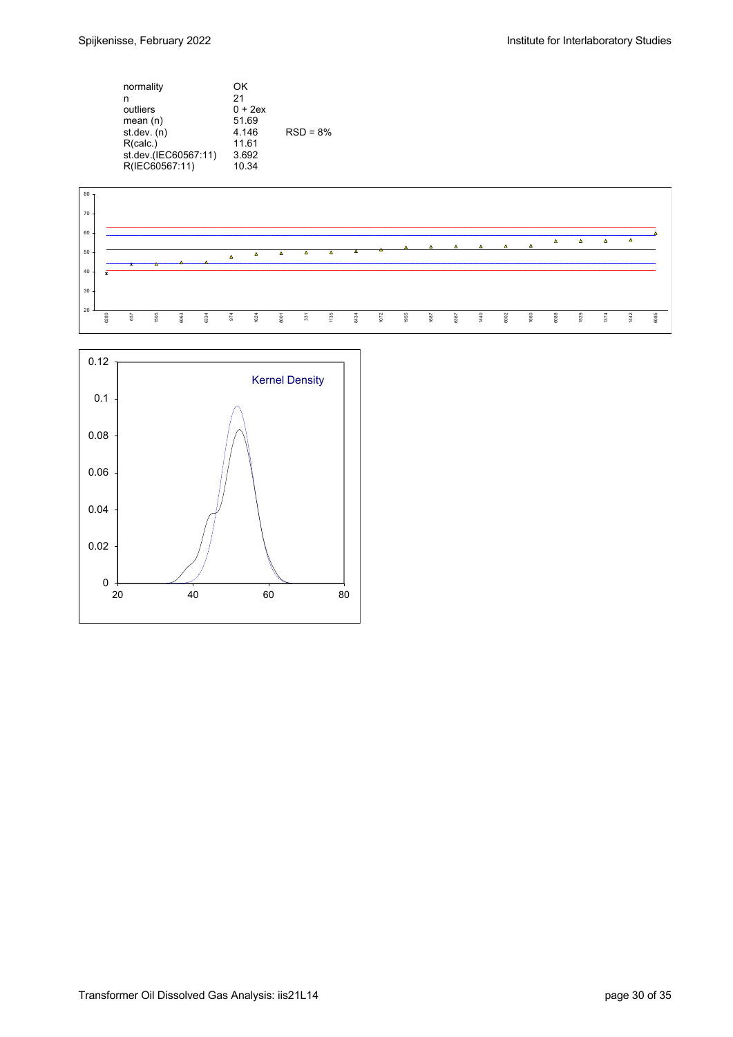| | | |
|---|---|---|
| normality | OK | |
| n | 21 | |
| outliers | 0 + 2ex | |
| mean (n) | 51.69 | |
| st.dev. (n) | 4.146 | RSD = 8% |
| R(calc.) | 11.61 | |
| st.dev.(IEC60567:11) | 3.692 | |
| R(IEC60567:11) | 10.34 | |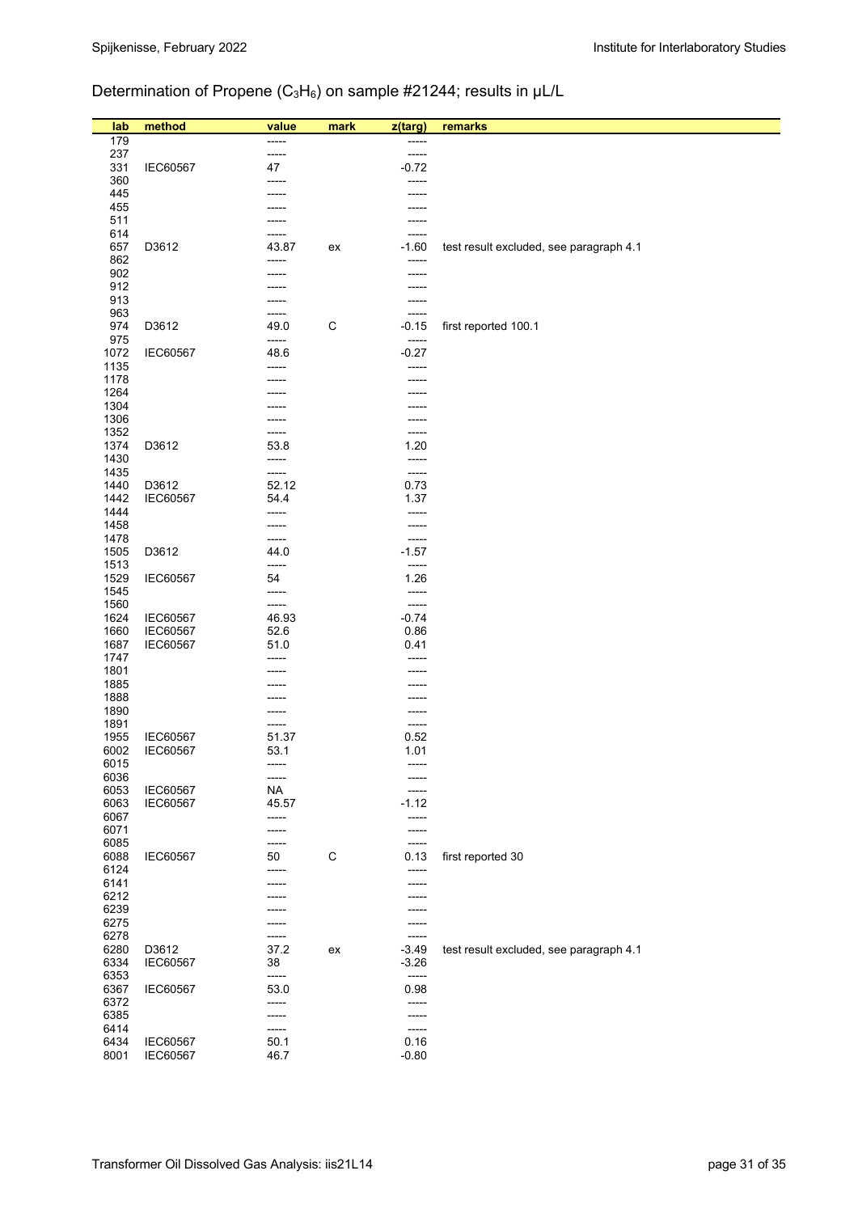## Determination of Propene ($C_3H_6$) on sample #21244; results in µL/L

| lab | method | value | mark | z(targ) | remarks |
|---|---|---|---|---|---|
| 179 | | ----- | | ----- | |
| 237 | | ----- | | ----- | |
| 331 | IEC60567 | 47 | | -0.72 | |
| 360 | | ----- | | ----- | |
| 445 | | ----- | | ----- | |
| 455 | | ----- | | ----- | |
| 511 | | ----- | | ----- | |
| 614 | | ----- | | ----- | |
| 657 | D3612 | 43.87 | ex | -1.60 | test result excluded, see paragraph 4.1 |
| 862 | | ----- | | ----- | |
| 902 | | ----- | | ----- | |
| 912 | | ----- | | ----- | |
| 913 | | ----- | | ----- | |
| 963 | | ----- | | ----- | |
| 974 | D3612 | 49.0 | C | -0.15 | first reported 100.1 |
| 975 | | ----- | | ----- | |
| 1072 | IEC60567 | 48.6 | | -0.27 | |
| 1135 | | ----- | | ----- | |
| 1178 | | ----- | | ----- | |
| 1264 | | ----- | | ----- | |
| 1304 | | ----- | | ----- | |
| 1306 | | ----- | | ----- | |
| 1352 | | ----- | | ----- | |
| 1374 | D3612 | 53.8 | | 1.20 | |
| 1430 | | ----- | | ----- | |
| 1435 | | ----- | | ----- | |
| 1440 | D3612 | 52.12 | | 0.73 | |
| 1442 | IEC60567 | 54.4 | | 1.37 | |
| 1444 | | ----- | | ----- | |
| 1458 | | ----- | | ----- | |
| 1478 | | ----- | | ----- | |
| 1505 | D3612 | 44.0 | | -1.57 | |
| 1513 | | ----- | | ----- | |
| 1529 | IEC60567 | 54 | | 1.26 | |
| 1545 | | ----- | | ----- | |
| 1560 | | ----- | | ----- | |
| 1624 | IEC60567 | 46.93 | | -0.74 | |
| 1660 | IEC60567 | 52.6 | | 0.86 | |
| 1687 | IEC60567 | 51.0 | | 0.41 | |
| 1747 | | ----- | | ----- | |
| 1801 | | ----- | | ----- | |
| 1885 | | ----- | | ----- | |
| 1888 | | ----- | | ----- | |
| 1890 | | ----- | | ----- | |
| 1891 | | ----- | | ----- | |
| 1955 | IEC60567 | 51.37 | | 0.52 | |
| 6002 | IEC60567 | 53.1 | | 1.01 | |
| 6015 | | ----- | | ----- | |
| 6036 | | ----- | | ----- | |
| 6053 | IEC60567 | NA | | ----- | |
| 6063 | IEC60567 | 45.57 | | -1.12 | |
| 6067 | | ----- | | ----- | |
| 6071 | | ----- | | ----- | |
| 6085 | | ----- | | ----- | |
| 6088 | IEC60567 | 50 | C | 0.13 | first reported 30 |
| 6124 | | ----- | | ----- | |
| 6141 | | ----- | | ----- | |
| 6212 | | ----- | | ----- | |
| 6239 | | ----- | | ----- | |
| 6275 | | ----- | | ----- | |
| 6278 | | ----- | | ----- | |
| 6280 | D3612 | 37.2 | ex | -3.49 | test result excluded, see paragraph 4.1 |
| 6334 | IEC60567 | 38 | | -3.26 | |
| 6353 | | ----- | | ----- | |
| 6367 | IEC60567 | 53.0 | | 0.98 | |
| 6372 | | ----- | | ----- | |
| 6385 | | ----- | | ----- | |
| 6414 | | ----- | | ----- | |
| 6434 | IEC60567 | 50.1 | | 0.16 | |
| 8001 | IEC60567 | 46.7 | | -0.80 | |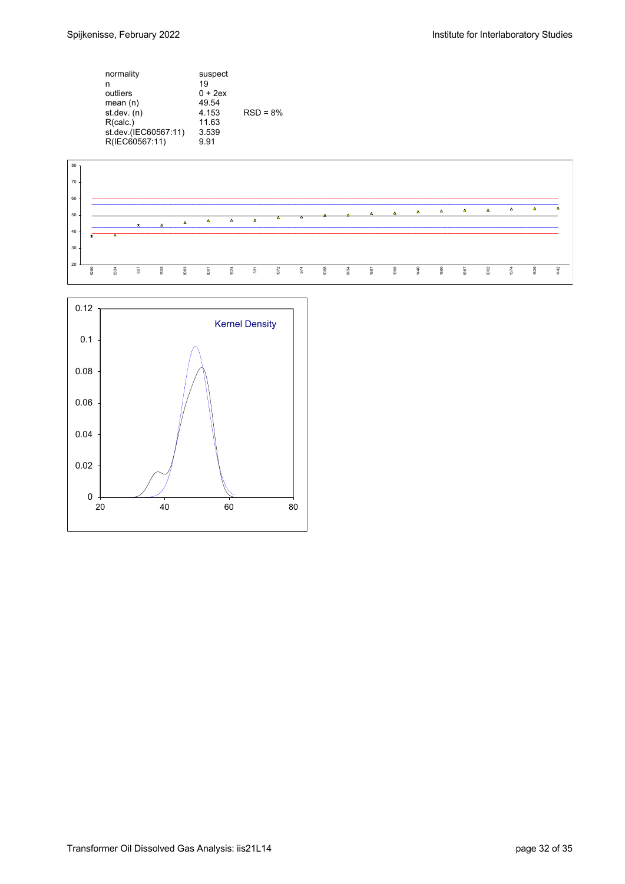| | | |
|---|---|---|
| normality | suspect | |
| n | 19 | |
| outliers | 0 + 2ex | |
| mean (n) | 49.54 | |
| st.dev. (n) | 4.153 | RSD = 8% |
| R(calc.) | 11.63 | |
| st.dev.(IEC60567:11) | 3.539 | |
| R(IEC60567:11) | 9.91 | |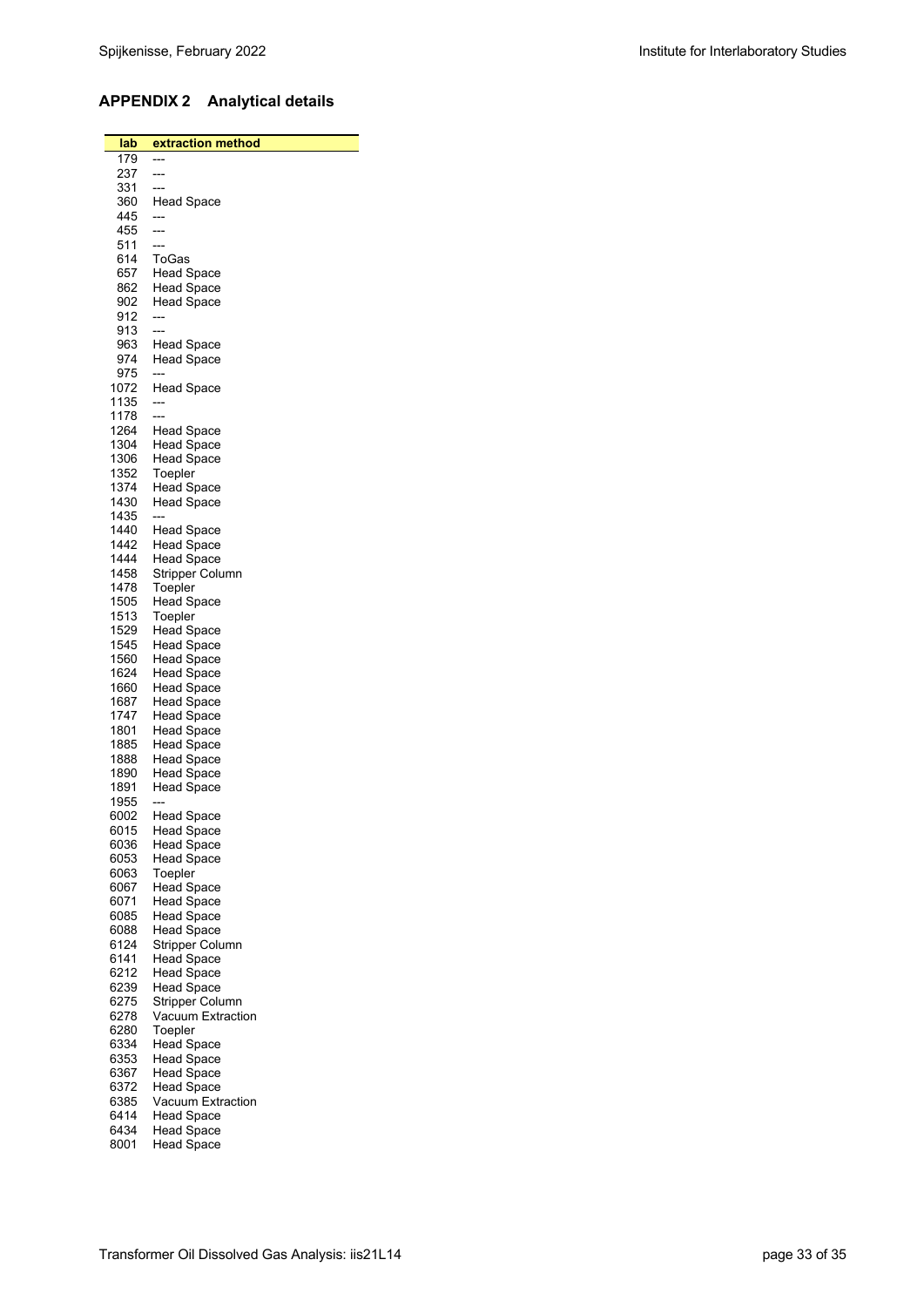## APPENDIX 2 Analytical details

| lab | extraction method |
| --- | --- |
| 179 | --- |
| 237 | --- |
| 331 | --- |
| 360 | Head Space |
| 445 | --- |
| 455 | --- |
| 511 | --- |
| 614 | ToGas |
| 657 | Head Space |
| 862 | Head Space |
| 902 | Head Space |
| 912 | --- |
| 913 | --- |
| 963 | Head Space |
| 974 | Head Space |
| 975 | --- |
| 1072 | Head Space |
| 1135 | --- |
| 1178 | --- |
| 1264 | Head Space |
| 1304 | Head Space |
| 1306 | Head Space |
| 1352 | Toepler |
| 1374 | Head Space |
| 1430 | Head Space |
| 1435 | --- |
| 1440 | Head Space |
| 1442 | Head Space |
| 1444 | Head Space |
| 1458 | Stripper Column |
| 1478 | Toepler |
| 1505 | Head Space |
| 1513 | Toepler |
| 1529 | Head Space |
| 1545 | Head Space |
| 1560 | Head Space |
| 1624 | Head Space |
| 1660 | Head Space |
| 1687 | Head Space |
| 1747 | Head Space |
| 1801 | Head Space |
| 1885 | Head Space |
| 1888 | Head Space |
| 1890 | Head Space |
| 1891 | Head Space |
| 1955 | --- |
| 6002 | Head Space |
| 6015 | Head Space |
| 6036 | Head Space |
| 6053 | Head Space |
| 6063 | Toepler |
| 6067 | Head Space |
| 6071 | Head Space |
| 6085 | Head Space |
| 6088 | Head Space |
| 6124 | Stripper Column |
| 6141 | Head Space |
| 6212 | Head Space |
| 6239 | Head Space |
| 6275 | Stripper Column |
| 6278 | Vacuum Extraction |
| 6280 | Toepler |
| 6334 | Head Space |
| 6353 | Head Space |
| 6367 | Head Space |
| 6372 | Head Space |
| 6385 | Vacuum Extraction |
| 6414 | Head Space |
| 6434 | Head Space |
| 8001 | Head Space |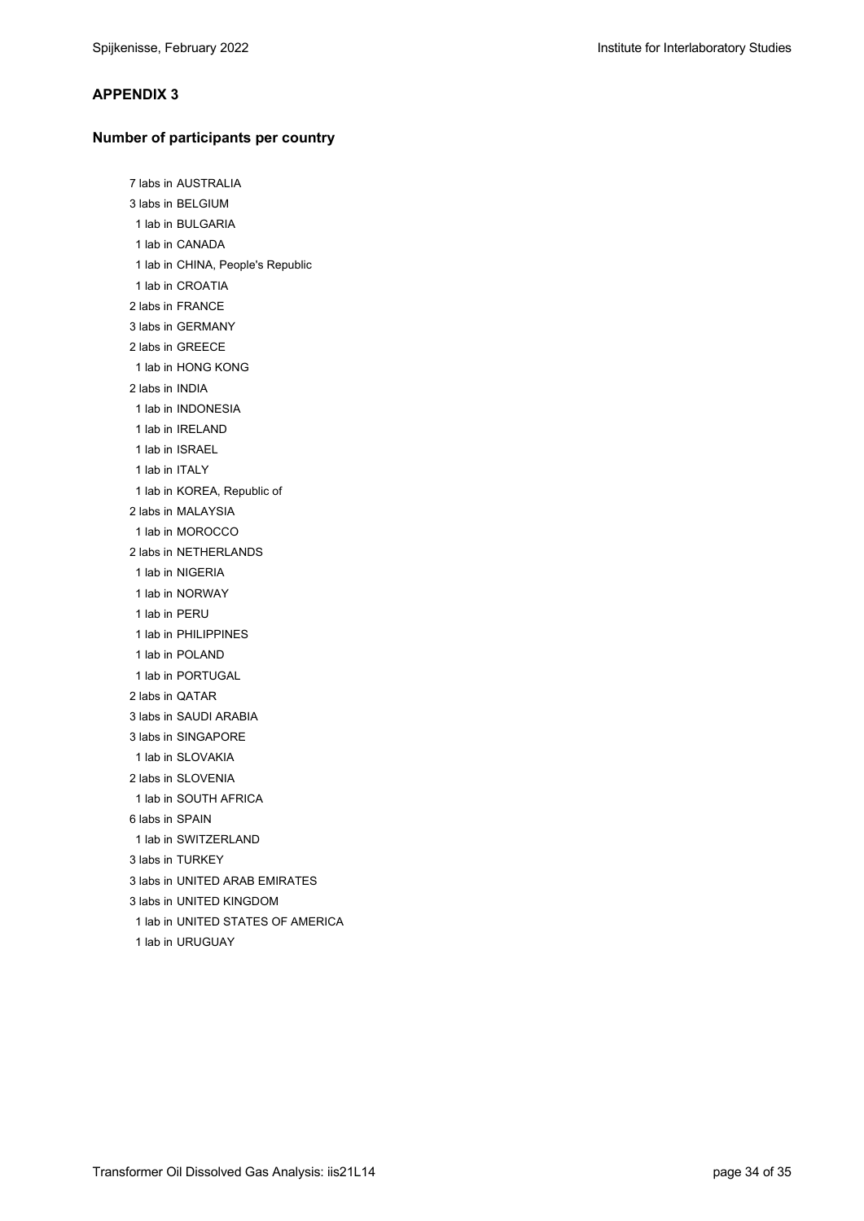## APPENDIX 3

### Number of participants per country

7 labs in AUSTRALIA
3 labs in BELGIUM
1 lab in BULGARIA
1 lab in CANADA
1 lab in CHINA, People's Republic
1 lab in CROATIA
2 labs in FRANCE
3 labs in GERMANY
2 labs in GREECE
1 lab in HONG KONG
2 labs in INDIA
1 lab in INDONESIA
1 lab in IRELAND
1 lab in ISRAEL
1 lab in ITALY
1 lab in KOREA, Republic of
2 labs in MALAYSIA
1 lab in MOROCCO
2 labs in NETHERLANDS
1 lab in NIGERIA
1 lab in NORWAY
1 lab in PERU
1 lab in PHILIPPINES
1 lab in POLAND
1 lab in PORTUGAL
2 labs in QATAR
3 labs in SAUDI ARABIA
3 labs in SINGAPORE
1 lab in SLOVAKIA
2 labs in SLOVENIA
1 lab in SOUTH AFRICA
6 labs in SPAIN
1 lab in SWITZERLAND
3 labs in TURKEY
3 labs in UNITED ARAB EMIRATES
3 labs in UNITED KINGDOM
1 lab in UNITED STATES OF AMERICA
1 lab in URUGUAY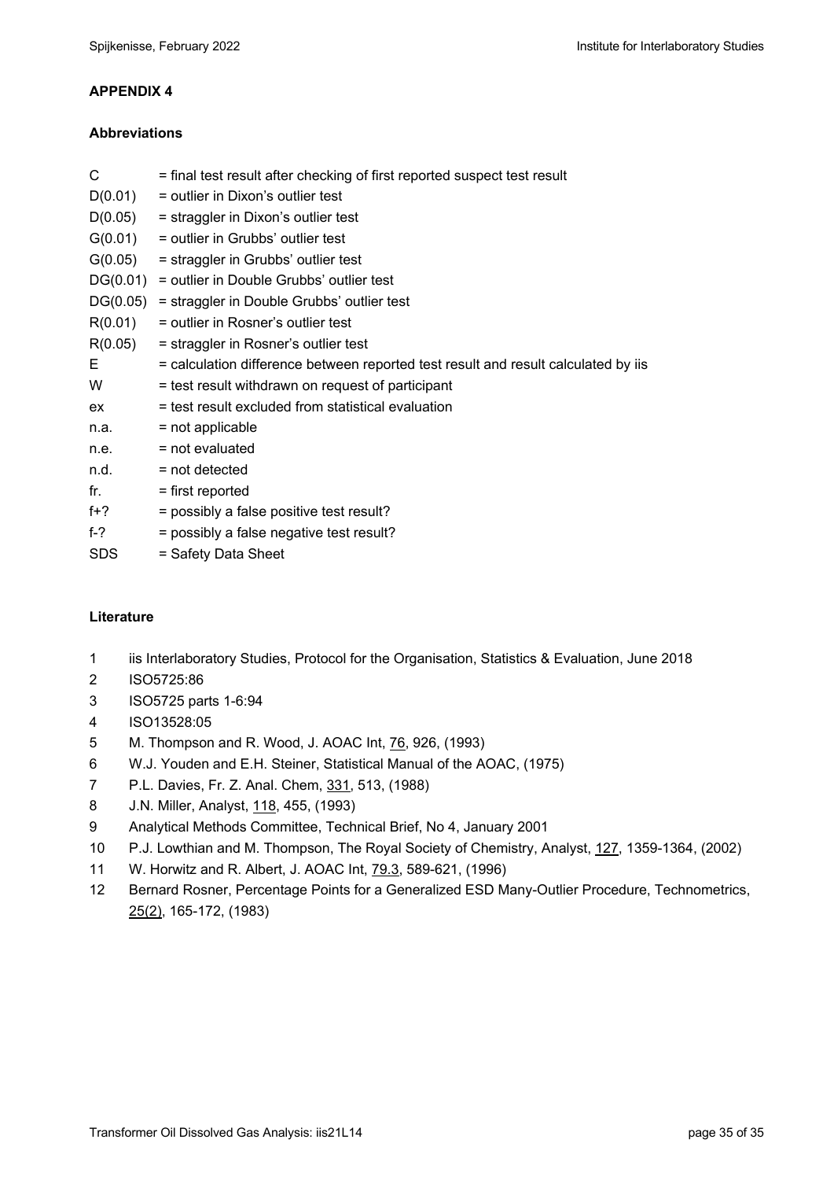**APPENDIX 4**

**Abbreviations**

| | |
|---|---|
| C | = final test result after checking of first reported suspect test result |
| D(0.01) | = outlier in Dixon's outlier test |
| D(0.05) | = straggler in Dixon's outlier test |
| G(0.01) | = outlier in Grubbs' outlier test |
| G(0.05) | = straggler in Grubbs' outlier test |
| DG(0.01) | = outlier in Double Grubbs' outlier test |
| DG(0.05) | = straggler in Double Grubbs' outlier test |
| R(0.01) | = outlier in Rosner's outlier test |
| R(0.05) | = straggler in Rosner's outlier test |
| E | = calculation difference between reported test result and result calculated by iis |
| W | = test result withdrawn on request of participant |
| ex | = test result excluded from statistical evaluation |
| n.a. | = not applicable |
| n.e. | = not evaluated |
| n.d. | = not detected |
| fr. | = first reported |
| f+? | = possibly a false positive test result? |
| f-? | = possibly a false negative test result? |
| SDS | = Safety Data Sheet |

**Literature**

1. iis Interlaboratory Studies, Protocol for the Organisation, Statistics & Evaluation, June 2018
2. ISO5725:86
3. ISO5725 parts 1-6:94
4. ISO13528:05
5. M. Thompson and R. Wood, J. AOAC Int, 76, 926, (1993)
6. W.J. Youden and E.H. Steiner, Statistical Manual of the AOAC, (1975)
7. P.L. Davies, Fr. Z. Anal. Chem, 331, 513, (1988)
8. J.N. Miller, Analyst, 118, 455, (1993)
9. Analytical Methods Committee, Technical Brief, No 4, January 2001
10. P.J. Lowthian and M. Thompson, The Royal Society of Chemistry, Analyst, 127, 1359-1364, (2002)
11. W. Horwitz and R. Albert, J. AOAC Int, 79.3, 589-621, (1996)
12. Bernard Rosner, Percentage Points for a Generalized ESD Many-Outlier Procedure, Technometrics, 25(2), 165-172, (1983)